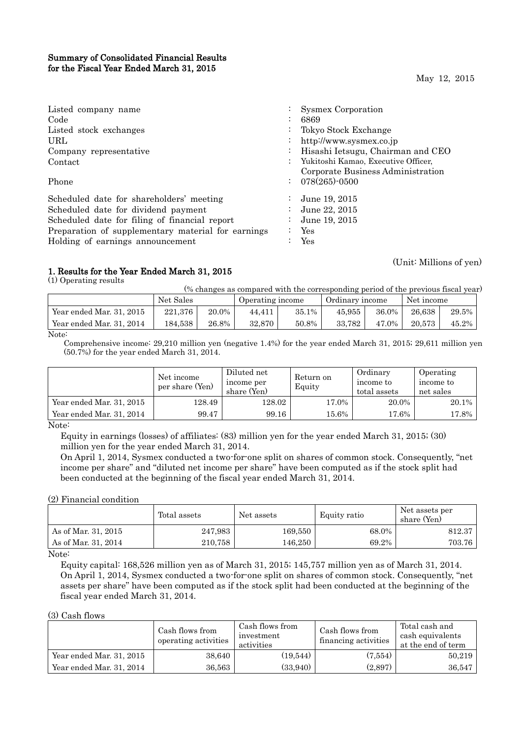**Summary of Consolidated Financial Results for the Fiscal Year Ended March 31, 2015**

May 12, 2015

| | | |
|---|---|---|
| Listed company name | : | Sysmex Corporation |
| Code | : | 6869 |
| Listed stock exchanges | : | Tokyo Stock Exchange |
| URL | : | http://www.sysmex.co.jp |
| Company representative | : | Hisashi Ietsugu, Chairman and CEO |
| Contact | : | Yukitoshi Kamao, Executive Officer, Corporate Business Administration |
| Phone | : | 078(265)-0500 |
| Scheduled date for shareholders' meeting | : | June 19, 2015 |
| Scheduled date for dividend payment | : | June 22, 2015 |
| Scheduled date for filing of financial report | : | June 19, 2015 |
| Preparation of supplementary material for earnings | : | Yes |
| Holding of earnings announcement | : | Yes |

(Unit: Millions of yen)

## 1. Results for the Year Ended March 31, 2015

(1) Operating results

(% changes as compared with the corresponding period of the previous fiscal year)

| | Net Sales | | Operating income | | Ordinary income | | Net income | |
|---|---|---|---|---|---|---|---|---|
| Year ended Mar. 31, 2015 | 221,376 | 20.0% | 44,411 | 35.1% | 45,955 | 36.0% | 26,638 | 29.5% |
| Year ended Mar. 31, 2014 | 184,538 | 26.8% | 32,870 | 50.8% | 33,782 | 47.0% | 20,573 | 45.2% |

Note:

Comprehensive income: 29,210 million yen (negative 1.4%) for the year ended March 31, 2015; 29,611 million yen (50.7%) for the year ended March 31, 2014.

| | Net income per share (Yen) | Diluted net income per share (Yen) | Return on Equity | Ordinary income to total assets | Operating income to net sales |
|---|---|---|---|---|---|
| Year ended Mar. 31, 2015 | 128.49 | 128.02 | 17.0% | 20.0% | 20.1% |
| Year ended Mar. 31, 2014 | 99.47 | 99.16 | 15.6% | 17.6% | 17.8% |

Note:

Equity in earnings (losses) of affiliates: (83) million yen for the year ended March 31, 2015; (30) million yen for the year ended March 31, 2014.

On April 1, 2014, Sysmex conducted a two-for-one split on shares of common stock. Consequently, "net income per share" and "diluted net income per share" have been computed as if the stock split had been conducted at the beginning of the fiscal year ended March 31, 2014.

(2) Financial condition

| | Total assets | Net assets | Equity ratio | Net assets per share (Yen) |
|---|---|---|---|---|
| As of Mar. 31, 2015 | 247,983 | 169,550 | 68.0% | 812.37 |
| As of Mar. 31, 2014 | 210,758 | 146,250 | 69.2% | 703.76 |

Note:

Equity capital: 168,526 million yen as of March 31, 2015; 145,757 million yen as of March 31, 2014.

On April 1, 2014, Sysmex conducted a two-for-one split on shares of common stock. Consequently, "net assets per share" have been computed as if the stock split had been conducted at the beginning of the fiscal year ended March 31, 2014.

(3) Cash flows

| | Cash flows from operating activities | Cash flows from investment activities | Cash flows from financing activities | Total cash and cash equivalents at the end of term |
|---|---|---|---|---|
| Year ended Mar. 31, 2015 | 38,640 | (19,544) | (7,554) | 50,219 |
| Year ended Mar. 31, 2014 | 36,563 | (33,940) | (2,897) | 36,547 |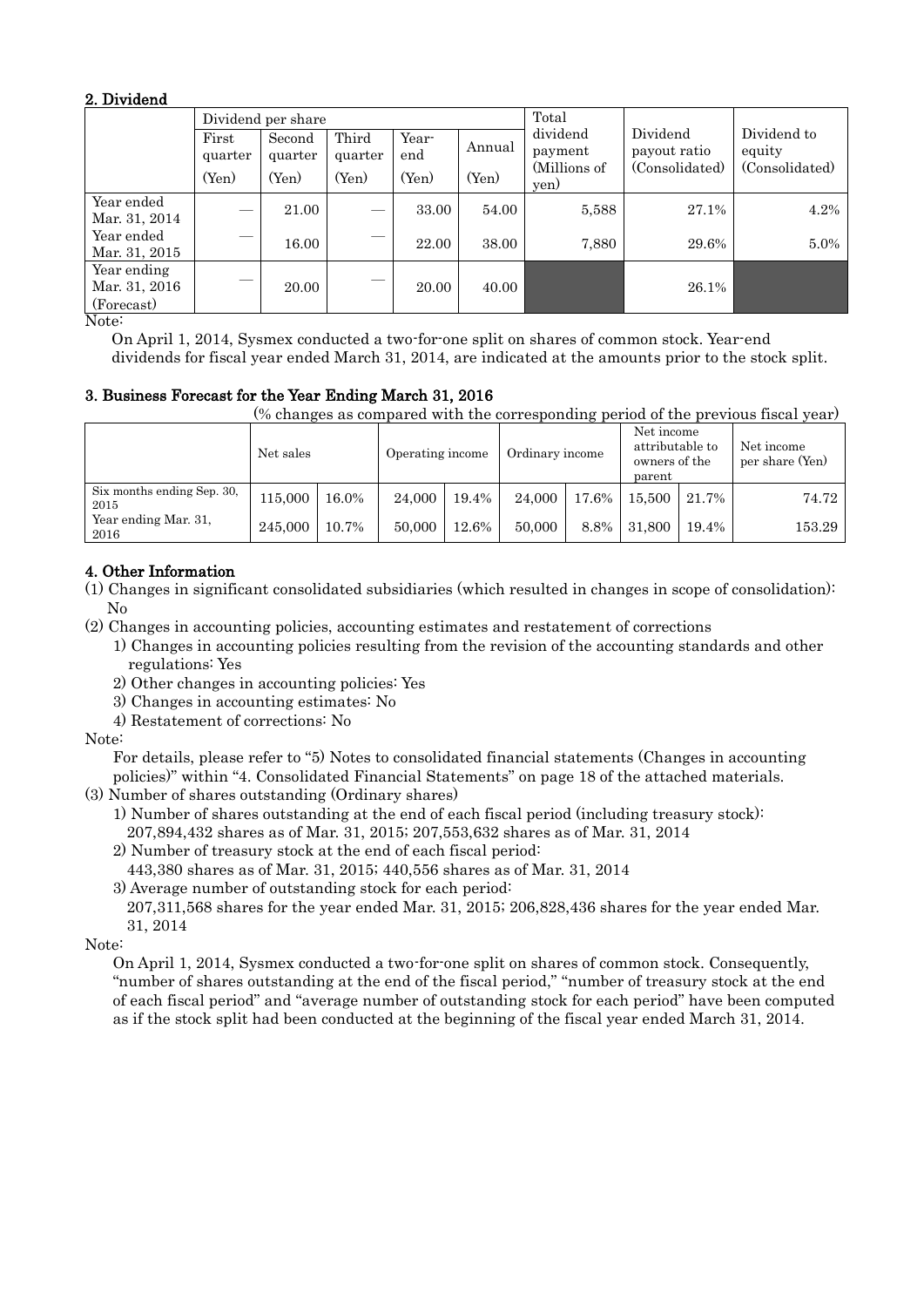## 2. Dividend

| | Dividend per share | | | | | Total dividend payment (Millions of yen) | Dividend payout ratio (Consolidated) | Dividend to equity (Consolidated) |
|---|---|---|---|---|---|---|---|---|
| | First quarter (Yen) | Second quarter (Yen) | Third quarter (Yen) | Year-end (Yen) | Annual (Yen) | | | |
| Year ended Mar. 31, 2014 | — | 21.00 | — | 33.00 | 54.00 | 5,588 | 27.1% | 4.2% |
| Year ended Mar. 31, 2015 | — | 16.00 | — | 22.00 | 38.00 | 7,880 | 29.6% | 5.0% |
| Year ending Mar. 31, 2016 (Forecast) | — | 20.00 | — | 20.00 | 40.00 | | 26.1% | |

Note:

On April 1, 2014, Sysmex conducted a two-for-one split on shares of common stock. Year-end dividends for fiscal year ended March 31, 2014, are indicated at the amounts prior to the stock split.

## 3. Business Forecast for the Year Ending March 31, 2016

(% changes as compared with the corresponding period of the previous fiscal year)

| | Net sales | | Operating income | | Ordinary income | | Net income attributable to owners of the parent | | Net income per share (Yen) |
|---|---|---|---|---|---|---|---|---|---|
| Six months ending Sep. 30, 2015 | 115,000 | 16.0% | 24,000 | 19.4% | 24,000 | 17.6% | 15,500 | 21.7% | 74.72 |
| Year ending Mar. 31, 2016 | 245,000 | 10.7% | 50,000 | 12.6% | 50,000 | 8.8% | 31,800 | 19.4% | 153.29 |

## 4. Other Information

(1) Changes in significant consolidated subsidiaries (which resulted in changes in scope of consolidation): No

(2) Changes in accounting policies, accounting estimates and restatement of corrections

1) Changes in accounting policies resulting from the revision of the accounting standards and other regulations: Yes
2) Other changes in accounting policies: Yes
3) Changes in accounting estimates: No
4) Restatement of corrections: No

Note:

For details, please refer to "5) Notes to consolidated financial statements (Changes in accounting policies)" within "4. Consolidated Financial Statements" on page 18 of the attached materials.

(3) Number of shares outstanding (Ordinary shares)

1) Number of shares outstanding at the end of each fiscal period (including treasury stock): 207,894,432 shares as of Mar. 31, 2015; 207,553,632 shares as of Mar. 31, 2014
2) Number of treasury stock at the end of each fiscal period: 443,380 shares as of Mar. 31, 2015; 440,556 shares as of Mar. 31, 2014
3) Average number of outstanding stock for each period: 207,311,568 shares for the year ended Mar. 31, 2015; 206,828,436 shares for the year ended Mar. 31, 2014

Note:

On April 1, 2014, Sysmex conducted a two-for-one split on shares of common stock. Consequently, "number of shares outstanding at the end of the fiscal period," "number of treasury stock at the end of each fiscal period" and "average number of outstanding stock for each period" have been computed as if the stock split had been conducted at the beginning of the fiscal year ended March 31, 2014.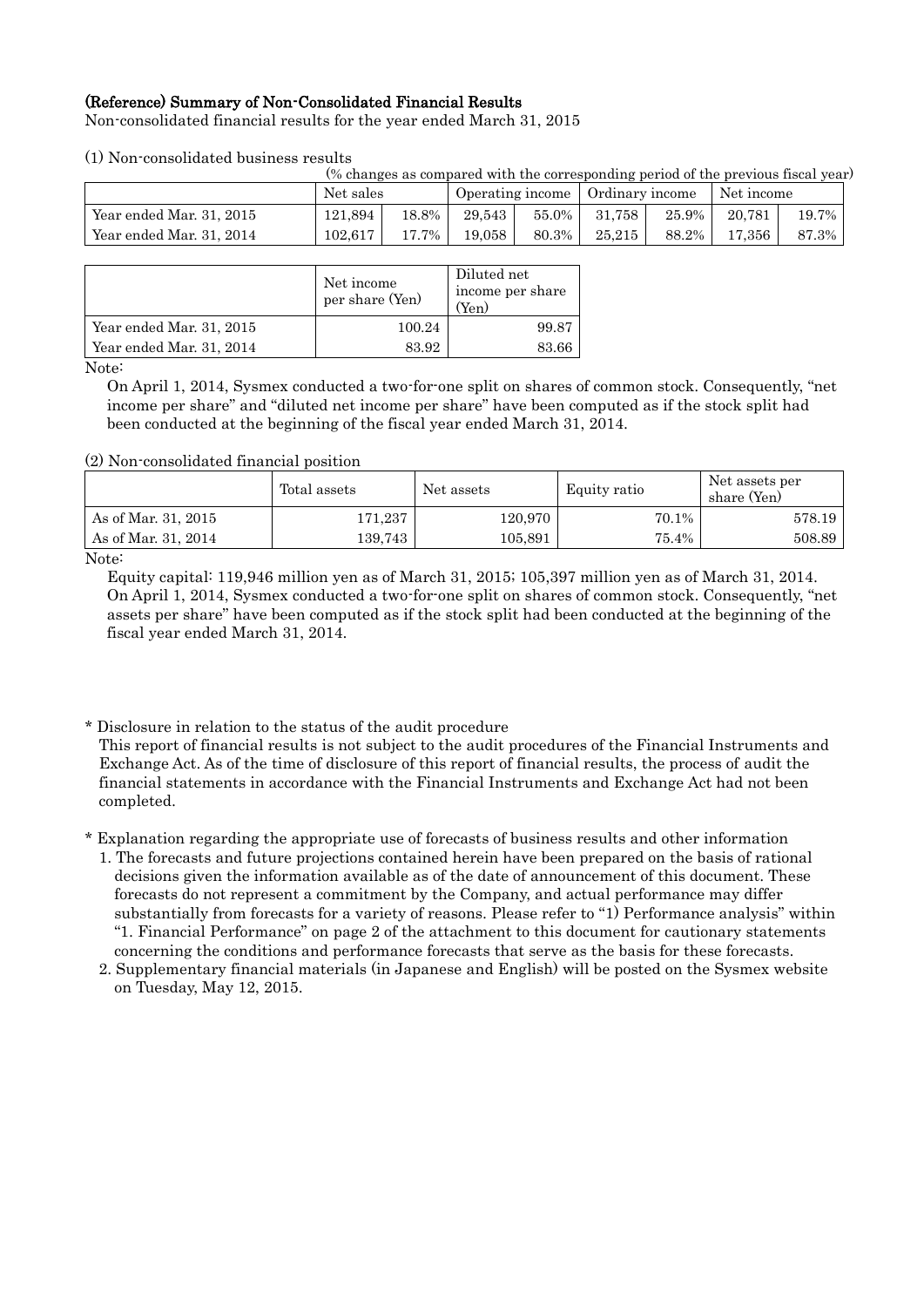## (Reference) Summary of Non-Consolidated Financial Results

Non-consolidated financial results for the year ended March 31, 2015

(1) Non-consolidated business results

(% changes as compared with the corresponding period of the previous fiscal year)

| | Net sales | | Operating income | | Ordinary income | | Net income | |
|---|---|---|---|---|---|---|---|---|
| Year ended Mar. 31, 2015 | 121,894 | 18.8% | 29,543 | 55.0% | 31,758 | 25.9% | 20,781 | 19.7% |
| Year ended Mar. 31, 2014 | 102,617 | 17.7% | 19,058 | 80.3% | 25,215 | 88.2% | 17,356 | 87.3% |

| | Net income per share (Yen) | Diluted net income per share (Yen) |
|---|---|---|
| Year ended Mar. 31, 2015 | 100.24 | 99.87 |
| Year ended Mar. 31, 2014 | 83.92 | 83.66 |

Note:

On April 1, 2014, Sysmex conducted a two-for-one split on shares of common stock. Consequently, "net income per share" and "diluted net income per share" have been computed as if the stock split had been conducted at the beginning of the fiscal year ended March 31, 2014.

(2) Non-consolidated financial position

| | Total assets | Net assets | Equity ratio | Net assets per share (Yen) |
|---|---|---|---|---|
| As of Mar. 31, 2015 | 171,237 | 120,970 | 70.1% | 578.19 |
| As of Mar. 31, 2014 | 139,743 | 105,891 | 75.4% | 508.89 |

Note:

Equity capital: 119,946 million yen as of March 31, 2015; 105,397 million yen as of March 31, 2014.
On April 1, 2014, Sysmex conducted a two-for-one split on shares of common stock. Consequently, "net assets per share" have been computed as if the stock split had been conducted at the beginning of the fiscal year ended March 31, 2014.

\* Disclosure in relation to the status of the audit procedure

This report of financial results is not subject to the audit procedures of the Financial Instruments and Exchange Act. As of the time of disclosure of this report of financial results, the process of audit the financial statements in accordance with the Financial Instruments and Exchange Act had not been completed.

\* Explanation regarding the appropriate use of forecasts of business results and other information

1. The forecasts and future projections contained herein have been prepared on the basis of rational decisions given the information available as of the date of announcement of this document. These forecasts do not represent a commitment by the Company, and actual performance may differ substantially from forecasts for a variety of reasons. Please refer to "1) Performance analysis" within "1. Financial Performance" on page 2 of the attachment to this document for cautionary statements concerning the conditions and performance forecasts that serve as the basis for these forecasts.
2. Supplementary financial materials (in Japanese and English) will be posted on the Sysmex website on Tuesday, May 12, 2015.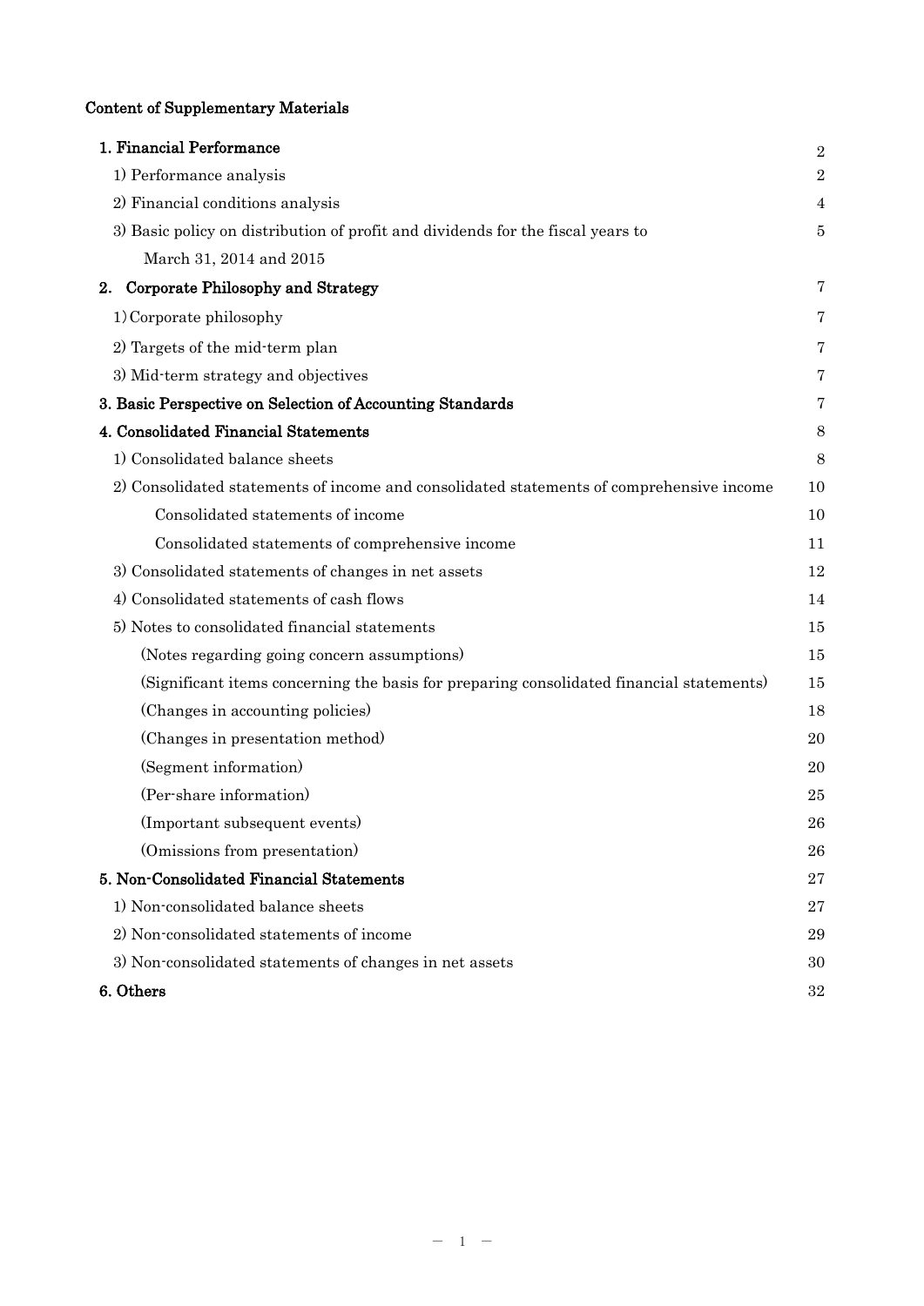## Content of Supplementary Materials

| | |
|---|---|
| **1. Financial Performance** | 2 |
| 1) Performance analysis | 2 |
| 2) Financial conditions analysis | 4 |
| 3) Basic policy on distribution of profit and dividends for the fiscal years to March 31, 2014 and 2015 | 5 |
| **2. Corporate Philosophy and Strategy** | 7 |
| 1) Corporate philosophy | 7 |
| 2) Targets of the mid-term plan | 7 |
| 3) Mid-term strategy and objectives | 7 |
| **3. Basic Perspective on Selection of Accounting Standards** | 7 |
| **4. Consolidated Financial Statements** | 8 |
| 1) Consolidated balance sheets | 8 |
| 2) Consolidated statements of income and consolidated statements of comprehensive income | 10 |
| Consolidated statements of income | 10 |
| Consolidated statements of comprehensive income | 11 |
| 3) Consolidated statements of changes in net assets | 12 |
| 4) Consolidated statements of cash flows | 14 |
| 5) Notes to consolidated financial statements | 15 |
| (Notes regarding going concern assumptions) | 15 |
| (Significant items concerning the basis for preparing consolidated financial statements) | 15 |
| (Changes in accounting policies) | 18 |
| (Changes in presentation method) | 20 |
| (Segment information) | 20 |
| (Per-share information) | 25 |
| (Important subsequent events) | 26 |
| (Omissions from presentation) | 26 |
| **5. Non-Consolidated Financial Statements** | 27 |
| 1) Non-consolidated balance sheets | 27 |
| 2) Non-consolidated statements of income | 29 |
| 3) Non-consolidated statements of changes in net assets | 30 |
| **6. Others** | 32 |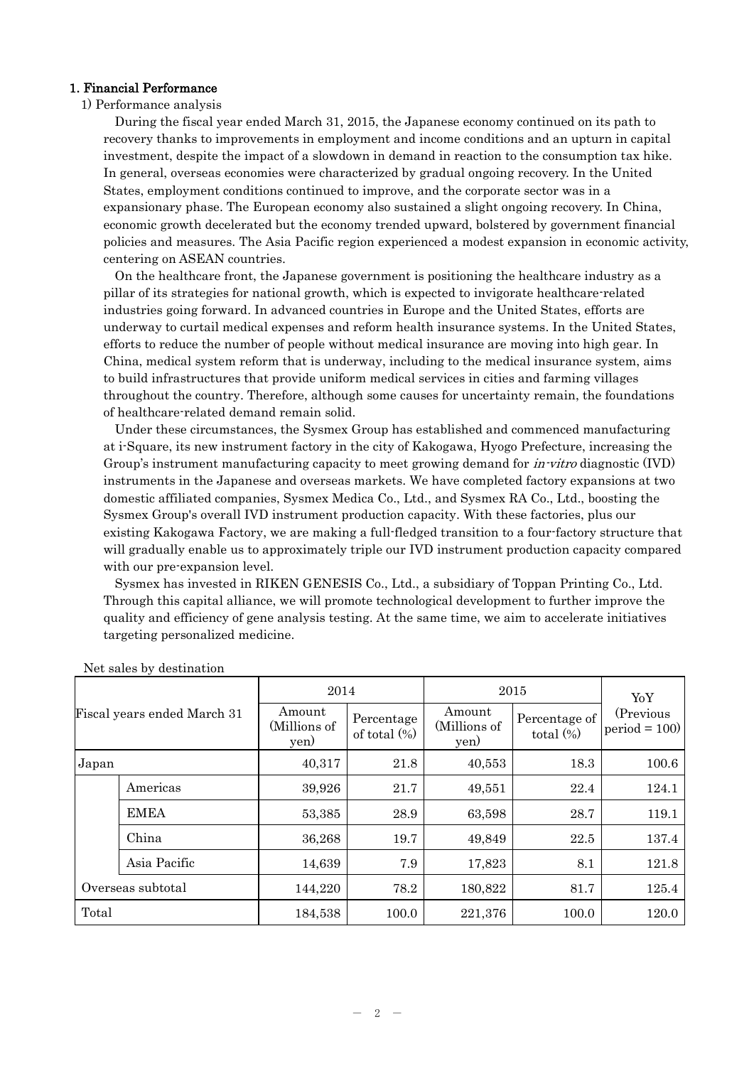# 1. Financial Performance

1) Performance analysis

During the fiscal year ended March 31, 2015, the Japanese economy continued on its path to recovery thanks to improvements in employment and income conditions and an upturn in capital investment, despite the impact of a slowdown in demand in reaction to the consumption tax hike. In general, overseas economies were characterized by gradual ongoing recovery. In the United States, employment conditions continued to improve, and the corporate sector was in a expansionary phase. The European economy also sustained a slight ongoing recovery. In China, economic growth decelerated but the economy trended upward, bolstered by government financial policies and measures. The Asia Pacific region experienced a modest expansion in economic activity, centering on ASEAN countries.

On the healthcare front, the Japanese government is positioning the healthcare industry as a pillar of its strategies for national growth, which is expected to invigorate healthcare-related industries going forward. In advanced countries in Europe and the United States, efforts are underway to curtail medical expenses and reform health insurance systems. In the United States, efforts to reduce the number of people without medical insurance are moving into high gear. In China, medical system reform that is underway, including to the medical insurance system, aims to build infrastructures that provide uniform medical services in cities and farming villages throughout the country. Therefore, although some causes for uncertainty remain, the foundations of healthcare-related demand remain solid.

Under these circumstances, the Sysmex Group has established and commenced manufacturing at i-Square, its new instrument factory in the city of Kakogawa, Hyogo Prefecture, increasing the Group's instrument manufacturing capacity to meet growing demand for *in-vitro* diagnostic (IVD) instruments in the Japanese and overseas markets. We have completed factory expansions at two domestic affiliated companies, Sysmex Medica Co., Ltd., and Sysmex RA Co., Ltd., boosting the Sysmex Group's overall IVD instrument production capacity. With these factories, plus our existing Kakogawa Factory, we are making a full-fledged transition to a four-factory structure that will gradually enable us to approximately triple our IVD instrument production capacity compared with our pre-expansion level.

Sysmex has invested in RIKEN GENESIS Co., Ltd., a subsidiary of Toppan Printing Co., Ltd. Through this capital alliance, we will promote technological development to further improve the quality and efficiency of gene analysis testing. At the same time, we aim to accelerate initiatives targeting personalized medicine.

Net sales by destination

| Fiscal years ended March 31 | | 2014 | | 2015 | | YoY (Previous period = 100) |
|---|---|---|---|---|---|---|
| | | Amount (Millions of yen) | Percentage of total (%) | Amount (Millions of yen) | Percentage of total (%) | |
| Japan | | 40,317 | 21.8 | 40,553 | 18.3 | 100.6 |
| | Americas | 39,926 | 21.7 | 49,551 | 22.4 | 124.1 |
| | EMEA | 53,385 | 28.9 | 63,598 | 28.7 | 119.1 |
| | China | 36,268 | 19.7 | 49,849 | 22.5 | 137.4 |
| | Asia Pacific | 14,639 | 7.9 | 17,823 | 8.1 | 121.8 |
| Overseas subtotal | | 144,220 | 78.2 | 180,822 | 81.7 | 125.4 |
| Total | | 184,538 | 100.0 | 221,376 | 100.0 | 120.0 |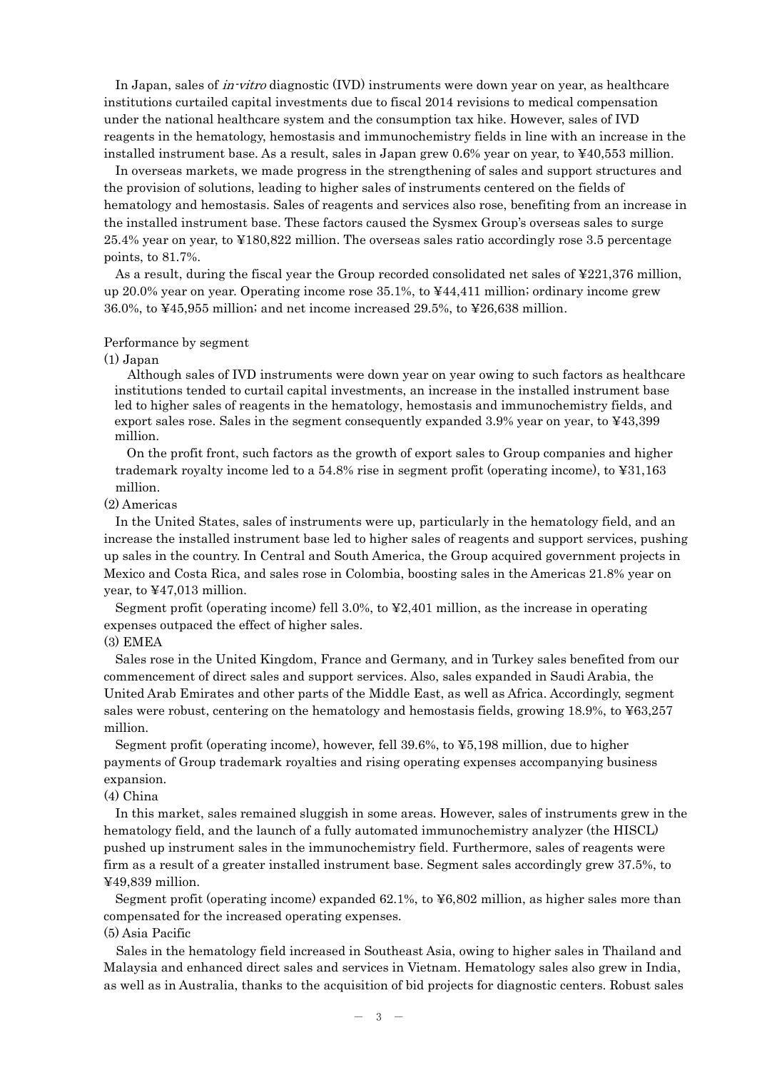In Japan, sales of *in-vitro* diagnostic (IVD) instruments were down year on year, as healthcare institutions curtailed capital investments due to fiscal 2014 revisions to medical compensation under the national healthcare system and the consumption tax hike. However, sales of IVD reagents in the hematology, hemostasis and immunochemistry fields in line with an increase in the installed instrument base. As a result, sales in Japan grew 0.6% year on year, to ¥40,553 million.

In overseas markets, we made progress in the strengthening of sales and support structures and the provision of solutions, leading to higher sales of instruments centered on the fields of hematology and hemostasis. Sales of reagents and services also rose, benefiting from an increase in the installed instrument base. These factors caused the Sysmex Group's overseas sales to surge 25.4% year on year, to ¥180,822 million. The overseas sales ratio accordingly rose 3.5 percentage points, to 81.7%.

As a result, during the fiscal year the Group recorded consolidated net sales of ¥221,376 million, up 20.0% year on year. Operating income rose 35.1%, to ¥44,411 million; ordinary income grew 36.0%, to ¥45,955 million; and net income increased 29.5%, to ¥26,638 million.

Performance by segment

(1) Japan

Although sales of IVD instruments were down year on year owing to such factors as healthcare institutions tended to curtail capital investments, an increase in the installed instrument base led to higher sales of reagents in the hematology, hemostasis and immunochemistry fields, and export sales rose. Sales in the segment consequently expanded 3.9% year on year, to ¥43,399 million.

On the profit front, such factors as the growth of export sales to Group companies and higher trademark royalty income led to a 54.8% rise in segment profit (operating income), to ¥31,163 million.

(2) Americas

In the United States, sales of instruments were up, particularly in the hematology field, and an increase the installed instrument base led to higher sales of reagents and support services, pushing up sales in the country. In Central and South America, the Group acquired government projects in Mexico and Costa Rica, and sales rose in Colombia, boosting sales in the Americas 21.8% year on year, to ¥47,013 million.

Segment profit (operating income) fell 3.0%, to ¥2,401 million, as the increase in operating expenses outpaced the effect of higher sales.

(3) EMEA

Sales rose in the United Kingdom, France and Germany, and in Turkey sales benefited from our commencement of direct sales and support services. Also, sales expanded in Saudi Arabia, the United Arab Emirates and other parts of the Middle East, as well as Africa. Accordingly, segment sales were robust, centering on the hematology and hemostasis fields, growing 18.9%, to ¥63,257 million.

Segment profit (operating income), however, fell 39.6%, to ¥5,198 million, due to higher payments of Group trademark royalties and rising operating expenses accompanying business expansion.

(4) China

In this market, sales remained sluggish in some areas. However, sales of instruments grew in the hematology field, and the launch of a fully automated immunochemistry analyzer (the HISCL) pushed up instrument sales in the immunochemistry field. Furthermore, sales of reagents were firm as a result of a greater installed instrument base. Segment sales accordingly grew 37.5%, to ¥49,839 million.

Segment profit (operating income) expanded 62.1%, to ¥6,802 million, as higher sales more than compensated for the increased operating expenses.

(5) Asia Pacific

Sales in the hematology field increased in Southeast Asia, owing to higher sales in Thailand and Malaysia and enhanced direct sales and services in Vietnam. Hematology sales also grew in India, as well as in Australia, thanks to the acquisition of bid projects for diagnostic centers. Robust sales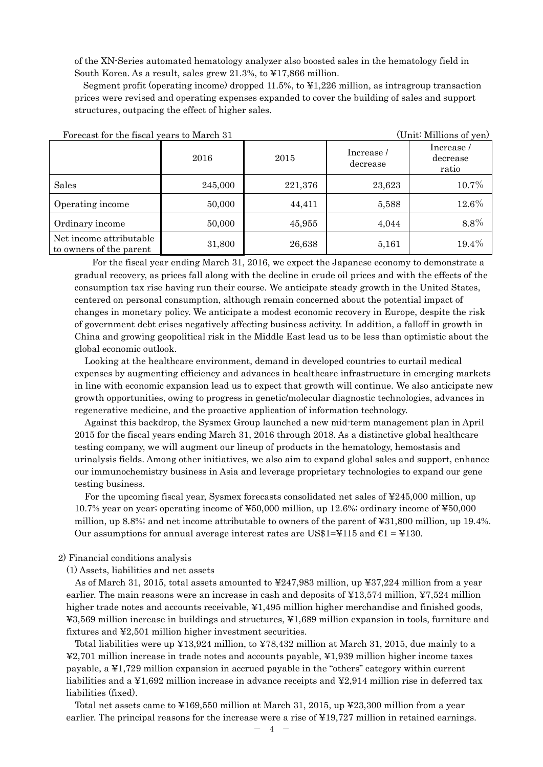of the XN-Series automated hematology analyzer also boosted sales in the hematology field in South Korea. As a result, sales grew 21.3%, to ¥17,866 million.

Segment profit (operating income) dropped 11.5%, to ¥1,226 million, as intragroup transaction prices were revised and operating expenses expanded to cover the building of sales and support structures, outpacing the effect of higher sales.

Forecast for the fiscal years to March 31 (Unit: Millions of yen)

| | 2016 | 2015 | Increase / decrease | Increase / decrease ratio |
|---|---|---|---|---|
| Sales | 245,000 | 221,376 | 23,623 | 10.7% |
| Operating income | 50,000 | 44,411 | 5,588 | 12.6% |
| Ordinary income | 50,000 | 45,955 | 4,044 | 8.8% |
| Net income attributable to owners of the parent | 31,800 | 26,638 | 5,161 | 19.4% |

For the fiscal year ending March 31, 2016, we expect the Japanese economy to demonstrate a gradual recovery, as prices fall along with the decline in crude oil prices and with the effects of the consumption tax rise having run their course. We anticipate steady growth in the United States, centered on personal consumption, although remain concerned about the potential impact of changes in monetary policy. We anticipate a modest economic recovery in Europe, despite the risk of government debt crises negatively affecting business activity. In addition, a falloff in growth in China and growing geopolitical risk in the Middle East lead us to be less than optimistic about the global economic outlook.

Looking at the healthcare environment, demand in developed countries to curtail medical expenses by augmenting efficiency and advances in healthcare infrastructure in emerging markets in line with economic expansion lead us to expect that growth will continue. We also anticipate new growth opportunities, owing to progress in genetic/molecular diagnostic technologies, advances in regenerative medicine, and the proactive application of information technology.

Against this backdrop, the Sysmex Group launched a new mid-term management plan in April 2015 for the fiscal years ending March 31, 2016 through 2018. As a distinctive global healthcare testing company, we will augment our lineup of products in the hematology, hemostasis and urinalysis fields. Among other initiatives, we also aim to expand global sales and support, enhance our immunochemistry business in Asia and leverage proprietary technologies to expand our gene testing business.

For the upcoming fiscal year, Sysmex forecasts consolidated net sales of ¥245,000 million, up 10.7% year on year; operating income of ¥50,000 million, up 12.6%; ordinary income of ¥50,000 million, up 8.8%; and net income attributable to owners of the parent of ¥31,800 million, up 19.4%. Our assumptions for annual average interest rates are US$1=¥115 and €1 = ¥130.

2) Financial conditions analysis

(1) Assets, liabilities and net assets

As of March 31, 2015, total assets amounted to ¥247,983 million, up ¥37,224 million from a year earlier. The main reasons were an increase in cash and deposits of ¥13,574 million, ¥7,524 million higher trade notes and accounts receivable, ¥1,495 million higher merchandise and finished goods, ¥3,569 million increase in buildings and structures, ¥1,689 million expansion in tools, furniture and fixtures and ¥2,501 million higher investment securities.

Total liabilities were up ¥13,924 million, to ¥78,432 million at March 31, 2015, due mainly to a ¥2,701 million increase in trade notes and accounts payable, ¥1,939 million higher income taxes payable, a ¥1,729 million expansion in accrued payable in the "others" category within current liabilities and a ¥1,692 million increase in advance receipts and ¥2,914 million rise in deferred tax liabilities (fixed).

Total net assets came to ¥169,550 million at March 31, 2015, up ¥23,300 million from a year earlier. The principal reasons for the increase were a rise of ¥19,727 million in retained earnings.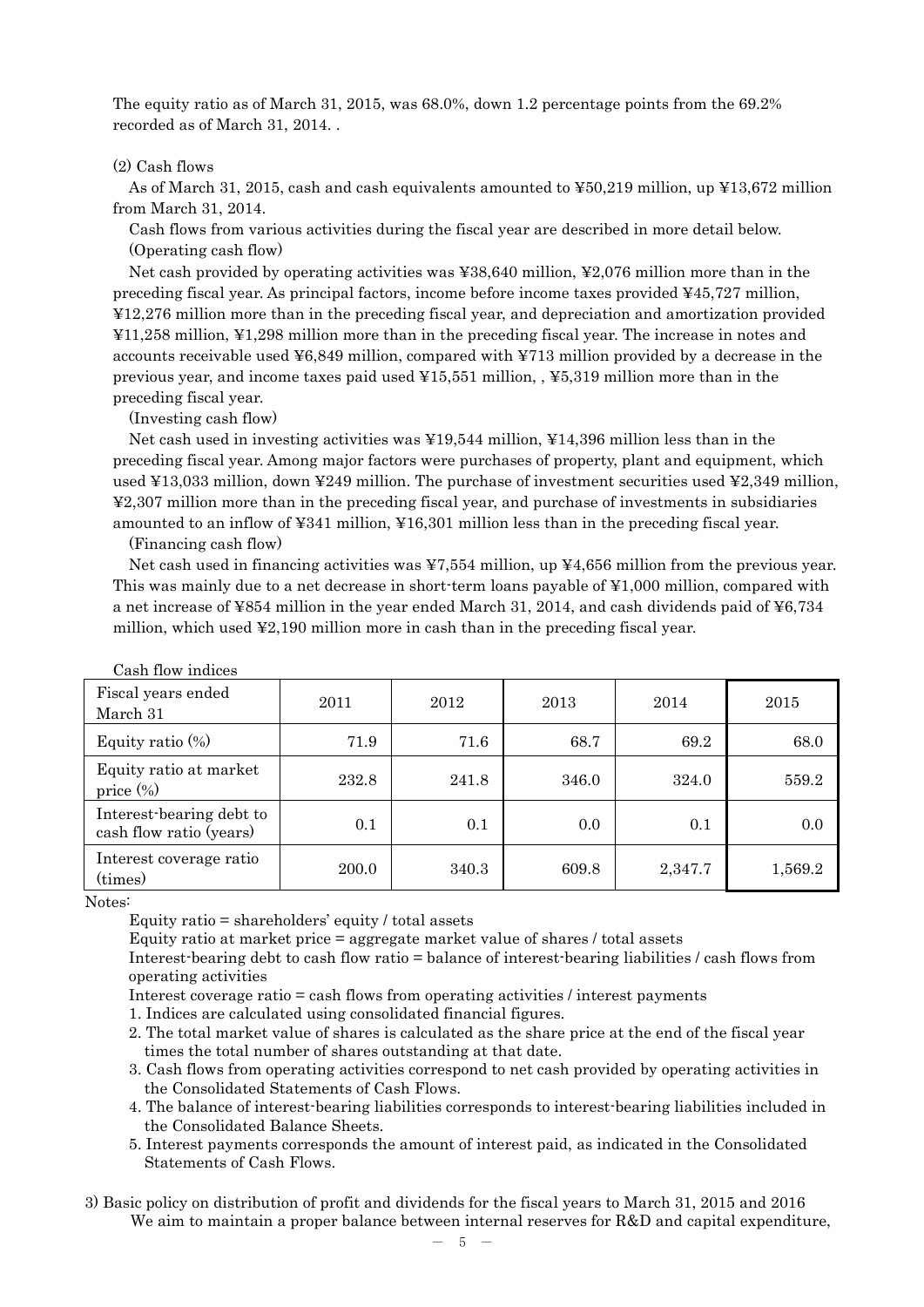The equity ratio as of March 31, 2015, was 68.0%, down 1.2 percentage points from the 69.2% recorded as of March 31, 2014. .

(2) Cash flows

As of March 31, 2015, cash and cash equivalents amounted to ¥50,219 million, up ¥13,672 million from March 31, 2014.

Cash flows from various activities during the fiscal year are described in more detail below.

(Operating cash flow)

Net cash provided by operating activities was ¥38,640 million, ¥2,076 million more than in the preceding fiscal year. As principal factors, income before income taxes provided ¥45,727 million, ¥12,276 million more than in the preceding fiscal year, and depreciation and amortization provided ¥11,258 million, ¥1,298 million more than in the preceding fiscal year. The increase in notes and accounts receivable used ¥6,849 million, compared with ¥713 million provided by a decrease in the previous year, and income taxes paid used ¥15,551 million, , ¥5,319 million more than in the preceding fiscal year.

(Investing cash flow)

Net cash used in investing activities was ¥19,544 million, ¥14,396 million less than in the preceding fiscal year. Among major factors were purchases of property, plant and equipment, which used ¥13,033 million, down ¥249 million. The purchase of investment securities used ¥2,349 million, ¥2,307 million more than in the preceding fiscal year, and purchase of investments in subsidiaries amounted to an inflow of ¥341 million, ¥16,301 million less than in the preceding fiscal year.

(Financing cash flow)

Net cash used in financing activities was ¥7,554 million, up ¥4,656 million from the previous year. This was mainly due to a net decrease in short-term loans payable of ¥1,000 million, compared with a net increase of ¥854 million in the year ended March 31, 2014, and cash dividends paid of ¥6,734 million, which used ¥2,190 million more in cash than in the preceding fiscal year.

Cash flow indices

| Fiscal years ended March 31 | 2011 | 2012 | 2013 | 2014 | 2015 |
|---|---|---|---|---|---|
| Equity ratio (%) | 71.9 | 71.6 | 68.7 | 69.2 | 68.0 |
| Equity ratio at market price (%) | 232.8 | 241.8 | 346.0 | 324.0 | 559.2 |
| Interest-bearing debt to cash flow ratio (years) | 0.1 | 0.1 | 0.0 | 0.1 | 0.0 |
| Interest coverage ratio (times) | 200.0 | 340.3 | 609.8 | 2,347.7 | 1,569.2 |

Notes:

Equity ratio = shareholders' equity / total assets

Equity ratio at market price = aggregate market value of shares / total assets

Interest-bearing debt to cash flow ratio = balance of interest-bearing liabilities / cash flows from operating activities

Interest coverage ratio = cash flows from operating activities / interest payments

1. Indices are calculated using consolidated financial figures.
2. The total market value of shares is calculated as the share price at the end of the fiscal year times the total number of shares outstanding at that date.
3. Cash flows from operating activities correspond to net cash provided by operating activities in the Consolidated Statements of Cash Flows.
4. The balance of interest-bearing liabilities corresponds to interest-bearing liabilities included in the Consolidated Balance Sheets.
5. Interest payments corresponds the amount of interest paid, as indicated in the Consolidated Statements of Cash Flows.

3) Basic policy on distribution of profit and dividends for the fiscal years to March 31, 2015 and 2016

We aim to maintain a proper balance between internal reserves for R&D and capital expenditure,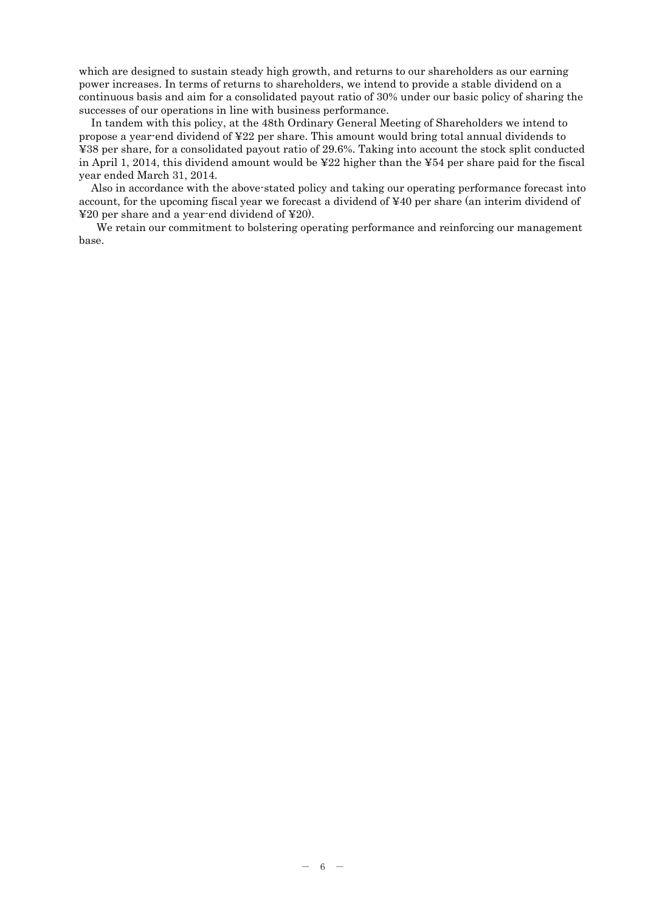which are designed to sustain steady high growth, and returns to our shareholders as our earning power increases. In terms of returns to shareholders, we intend to provide a stable dividend on a continuous basis and aim for a consolidated payout ratio of 30% under our basic policy of sharing the successes of our operations in line with business performance.

In tandem with this policy, at the 48th Ordinary General Meeting of Shareholders we intend to propose a year-end dividend of ¥22 per share. This amount would bring total annual dividends to ¥38 per share, for a consolidated payout ratio of 29.6%. Taking into account the stock split conducted in April 1, 2014, this dividend amount would be ¥22 higher than the ¥54 per share paid for the fiscal year ended March 31, 2014.

Also in accordance with the above-stated policy and taking our operating performance forecast into account, for the upcoming fiscal year we forecast a dividend of ¥40 per share (an interim dividend of ¥20 per share and a year-end dividend of ¥20).

We retain our commitment to bolstering operating performance and reinforcing our management base.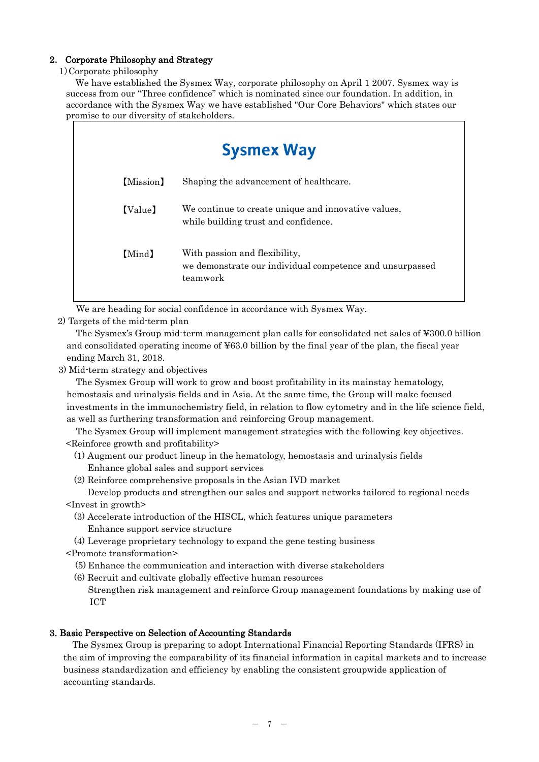## 2. Corporate Philosophy and Strategy

1) Corporate philosophy

We have established the Sysmex Way, corporate philosophy on April 1 2007. Sysmex way is success from our "Three confidence" which is nominated since our foundation. In addition, in accordance with the Sysmex Way we have established "Our Core Behaviors" which states our promise to our diversity of stakeholders.

**Sysmex Way**

| | |
|---|---|
| 【Mission】 | Shaping the advancement of healthcare. |
| 【Value】 | We continue to create unique and innovative values, while building trust and confidence. |
| 【Mind】 | With passion and flexibility, we demonstrate our individual competence and unsurpassed teamwork |

We are heading for social confidence in accordance with Sysmex Way.

2) Targets of the mid-term plan

The Sysmex's Group mid-term management plan calls for consolidated net sales of ¥300.0 billion and consolidated operating income of ¥63.0 billion by the final year of the plan, the fiscal year ending March 31, 2018.

3) Mid-term strategy and objectives

The Sysmex Group will work to grow and boost profitability in its mainstay hematology, hemostasis and urinalysis fields and in Asia. At the same time, the Group will make focused investments in the immunochemistry field, in relation to flow cytometry and in the life science field, as well as furthering transformation and reinforcing Group management.

The Sysmex Group will implement management strategies with the following key objectives.

<Reinforce growth and profitability>

(1) Augment our product lineup in the hematology, hemostasis and urinalysis fields
Enhance global sales and support services

(2) Reinforce comprehensive proposals in the Asian IVD market
Develop products and strengthen our sales and support networks tailored to regional needs

<Invest in growth>

(3) Accelerate introduction of the HISCL, which features unique parameters
Enhance support service structure

(4) Leverage proprietary technology to expand the gene testing business

<Promote transformation>

(5) Enhance the communication and interaction with diverse stakeholders

(6) Recruit and cultivate globally effective human resources
Strengthen risk management and reinforce Group management foundations by making use of ICT

## 3. Basic Perspective on Selection of Accounting Standards

The Sysmex Group is preparing to adopt International Financial Reporting Standards (IFRS) in the aim of improving the comparability of its financial information in capital markets and to increase business standardization and efficiency by enabling the consistent groupwide application of accounting standards.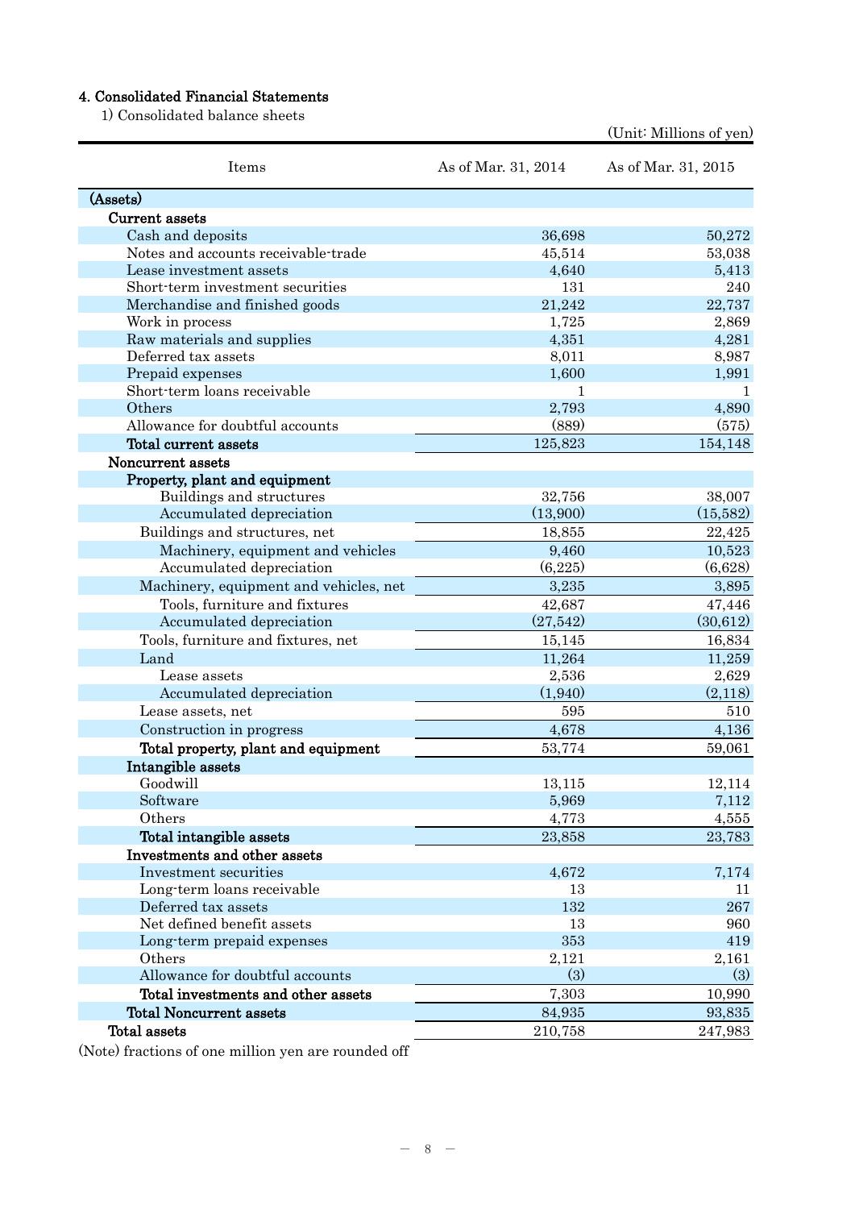## 4. Consolidated Financial Statements

1) Consolidated balance sheets

(Unit: Millions of yen)

| Items | As of Mar. 31, 2014 | As of Mar. 31, 2015 |
|---|---|---|
| **(Assets)** | | |
| **Current assets** | | |
| Cash and deposits | 36,698 | 50,272 |
| Notes and accounts receivable-trade | 45,514 | 53,038 |
| Lease investment assets | 4,640 | 5,413 |
| Short-term investment securities | 131 | 240 |
| Merchandise and finished goods | 21,242 | 22,737 |
| Work in process | 1,725 | 2,869 |
| Raw materials and supplies | 4,351 | 4,281 |
| Deferred tax assets | 8,011 | 8,987 |
| Prepaid expenses | 1,600 | 1,991 |
| Short-term loans receivable | 1 | 1 |
| Others | 2,793 | 4,890 |
| Allowance for doubtful accounts | (889) | (575) |
| **Total current assets** | 125,823 | 154,148 |
| **Noncurrent assets** | | |
| **Property, plant and equipment** | | |
| Buildings and structures | 32,756 | 38,007 |
| Accumulated depreciation | (13,900) | (15,582) |
| Buildings and structures, net | 18,855 | 22,425 |
| Machinery, equipment and vehicles | 9,460 | 10,523 |
| Accumulated depreciation | (6,225) | (6,628) |
| Machinery, equipment and vehicles, net | 3,235 | 3,895 |
| Tools, furniture and fixtures | 42,687 | 47,446 |
| Accumulated depreciation | (27,542) | (30,612) |
| Tools, furniture and fixtures, net | 15,145 | 16,834 |
| Land | 11,264 | 11,259 |
| Lease assets | 2,536 | 2,629 |
| Accumulated depreciation | (1,940) | (2,118) |
| Lease assets, net | 595 | 510 |
| Construction in progress | 4,678 | 4,136 |
| **Total property, plant and equipment** | 53,774 | 59,061 |
| **Intangible assets** | | |
| Goodwill | 13,115 | 12,114 |
| Software | 5,969 | 7,112 |
| Others | 4,773 | 4,555 |
| **Total intangible assets** | 23,858 | 23,783 |
| **Investments and other assets** | | |
| Investment securities | 4,672 | 7,174 |
| Long-term loans receivable | 13 | 11 |
| Deferred tax assets | 132 | 267 |
| Net defined benefit assets | 13 | 960 |
| Long-term prepaid expenses | 353 | 419 |
| Others | 2,121 | 2,161 |
| Allowance for doubtful accounts | (3) | (3) |
| **Total investments and other assets** | 7,303 | 10,990 |
| **Total Noncurrent assets** | 84,935 | 93,835 |
| **Total assets** | 210,758 | 247,983 |

(Note) fractions of one million yen are rounded off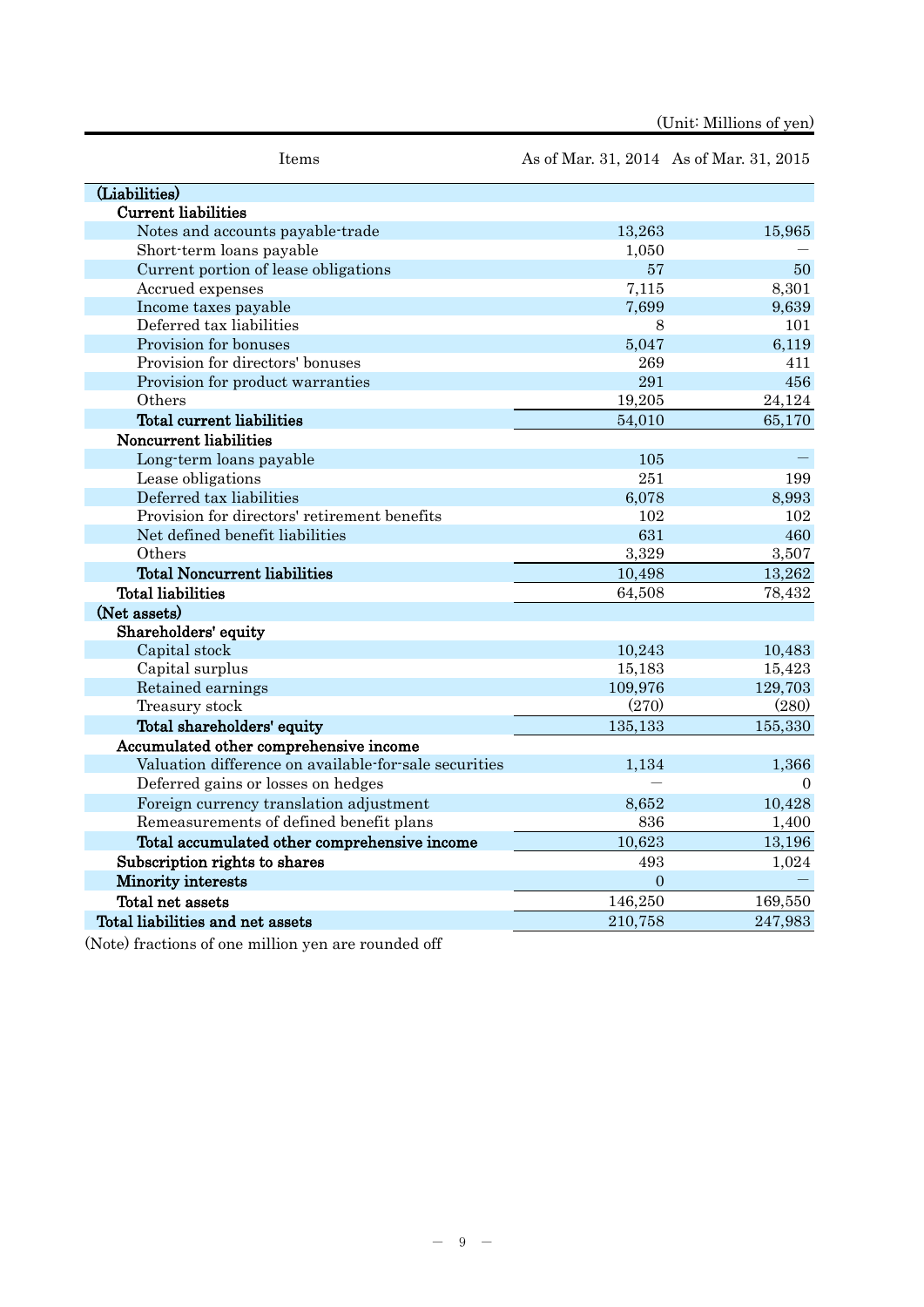(Unit: Millions of yen)

| Items | As of Mar. 31, 2014 | As of Mar. 31, 2015 |
|---|---|---|
| **(Liabilities)** | | |
| **Current liabilities** | | |
| Notes and accounts payable-trade | 13,263 | 15,965 |
| Short-term loans payable | 1,050 | — |
| Current portion of lease obligations | 57 | 50 |
| Accrued expenses | 7,115 | 8,301 |
| Income taxes payable | 7,699 | 9,639 |
| Deferred tax liabilities | 8 | 101 |
| Provision for bonuses | 5,047 | 6,119 |
| Provision for directors' bonuses | 269 | 411 |
| Provision for product warranties | 291 | 456 |
| Others | 19,205 | 24,124 |
| **Total current liabilities** | 54,010 | 65,170 |
| **Noncurrent liabilities** | | |
| Long-term loans payable | 105 | — |
| Lease obligations | 251 | 199 |
| Deferred tax liabilities | 6,078 | 8,993 |
| Provision for directors' retirement benefits | 102 | 102 |
| Net defined benefit liabilities | 631 | 460 |
| Others | 3,329 | 3,507 |
| **Total Noncurrent liabilities** | 10,498 | 13,262 |
| **Total liabilities** | 64,508 | 78,432 |
| **(Net assets)** | | |
| **Shareholders' equity** | | |
| Capital stock | 10,243 | 10,483 |
| Capital surplus | 15,183 | 15,423 |
| Retained earnings | 109,976 | 129,703 |
| Treasury stock | (270) | (280) |
| **Total shareholders' equity** | 135,133 | 155,330 |
| **Accumulated other comprehensive income** | | |
| Valuation difference on available-for-sale securities | 1,134 | 1,366 |
| Deferred gains or losses on hedges | — | 0 |
| Foreign currency translation adjustment | 8,652 | 10,428 |
| Remeasurements of defined benefit plans | 836 | 1,400 |
| **Total accumulated other comprehensive income** | 10,623 | 13,196 |
| **Subscription rights to shares** | 493 | 1,024 |
| **Minority interests** | 0 | — |
| **Total net assets** | 146,250 | 169,550 |
| **Total liabilities and net assets** | 210,758 | 247,983 |

(Note) fractions of one million yen are rounded off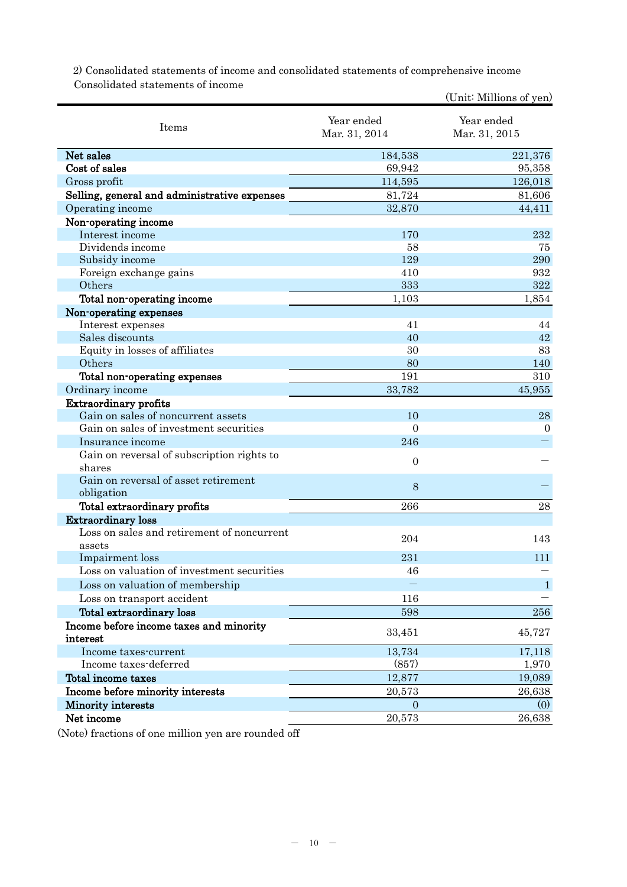2) Consolidated statements of income and consolidated statements of comprehensive income

Consolidated statements of income

(Unit: Millions of yen)

| Items | Year ended Mar. 31, 2014 | Year ended Mar. 31, 2015 |
|---|---|---|
| **Net sales** | 184,538 | 221,376 |
| **Cost of sales** | 69,942 | 95,358 |
| Gross profit | 114,595 | 126,018 |
| **Selling, general and administrative expenses** | 81,724 | 81,606 |
| Operating income | 32,870 | 44,411 |
| **Non-operating income** | | |
| Interest income | 170 | 232 |
| Dividends income | 58 | 75 |
| Subsidy income | 129 | 290 |
| Foreign exchange gains | 410 | 932 |
| Others | 333 | 322 |
| **Total non-operating income** | 1,103 | 1,854 |
| **Non-operating expenses** | | |
| Interest expenses | 41 | 44 |
| Sales discounts | 40 | 42 |
| Equity in losses of affiliates | 30 | 83 |
| Others | 80 | 140 |
| **Total non-operating expenses** | 191 | 310 |
| Ordinary income | 33,782 | 45,955 |
| **Extraordinary profits** | | |
| Gain on sales of noncurrent assets | 10 | 28 |
| Gain on sales of investment securities | 0 | 0 |
| Insurance income | 246 | — |
| Gain on reversal of subscription rights to shares | 0 | — |
| Gain on reversal of asset retirement obligation | 8 | — |
| **Total extraordinary profits** | 266 | 28 |
| **Extraordinary loss** | | |
| Loss on sales and retirement of noncurrent assets | 204 | 143 |
| Impairment loss | 231 | 111 |
| Loss on valuation of investment securities | 46 | — |
| Loss on valuation of membership | — | 1 |
| Loss on transport accident | 116 | — |
| **Total extraordinary loss** | 598 | 256 |
| **Income before income taxes and minority interest** | 33,451 | 45,727 |
| Income taxes-current | 13,734 | 17,118 |
| Income taxes-deferred | (857) | 1,970 |
| **Total income taxes** | 12,877 | 19,089 |
| **Income before minority interests** | 20,573 | 26,638 |
| **Minority interests** | 0 | (0) |
| **Net income** | 20,573 | 26,638 |

(Note) fractions of one million yen are rounded off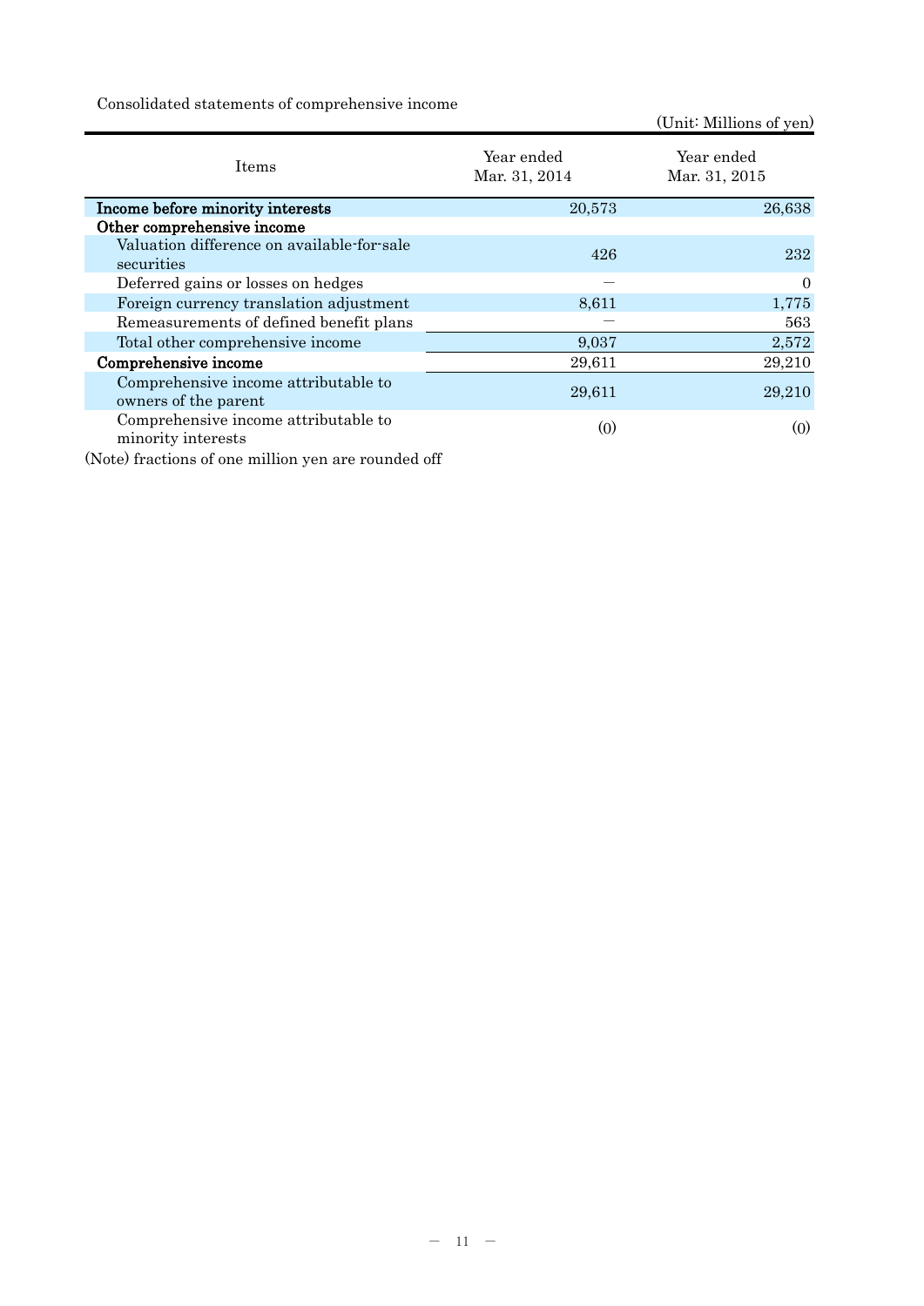Consolidated statements of comprehensive income

(Unit: Millions of yen)

| Items | Year ended Mar. 31, 2014 | Year ended Mar. 31, 2015 |
|---|---|---|
| **Income before minority interests** | 20,573 | 26,638 |
| **Other comprehensive income** | | |
| Valuation difference on available-for-sale securities | 426 | 232 |
| Deferred gains or losses on hedges | ― | 0 |
| Foreign currency translation adjustment | 8,611 | 1,775 |
| Remeasurements of defined benefit plans | ― | 563 |
| Total other comprehensive income | 9,037 | 2,572 |
| **Comprehensive income** | 29,611 | 29,210 |
| Comprehensive income attributable to owners of the parent | 29,611 | 29,210 |
| Comprehensive income attributable to minority interests | (0) | (0) |

(Note) fractions of one million yen are rounded off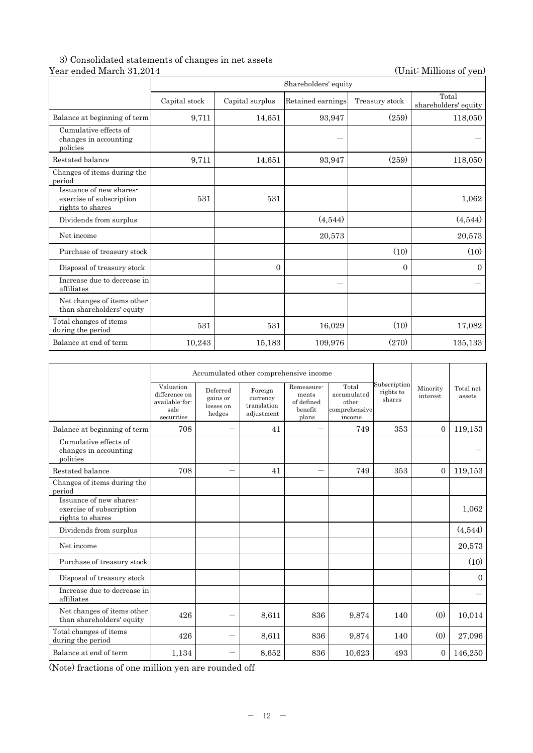### 3) Consolidated statements of changes in net assets

Year ended March 31,2014 (Unit: Millions of yen)

| | Shareholders' equity | | | | |
|---|---|---|---|---|---|
| | Capital stock | Capital surplus | Retained earnings | Treasury stock | Total shareholders' equity |
| Balance at beginning of term | 9,711 | 14,651 | 93,947 | (259) | 118,050 |
| Cumulative effects of changes in accounting policies | | | — | | — |
| Restated balance | 9,711 | 14,651 | 93,947 | (259) | 118,050 |
| Changes of items during the period | | | | | |
| Issuance of new shares-exercise of subscription rights to shares | 531 | 531 | | | 1,062 |
| Dividends from surplus | | | (4,544) | | (4,544) |
| Net income | | | 20,573 | | 20,573 |
| Purchase of treasury stock | | | | (10) | (10) |
| Disposal of treasury stock | | 0 | | 0 | 0 |
| Increase due to decrease in affiliates | | | — | | — |
| Net changes of items other than shareholders' equity | | | | | |
| Total changes of items during the period | 531 | 531 | 16,029 | (10) | 17,082 |
| Balance at end of term | 10,243 | 15,183 | 109,976 | (270) | 135,133 |

| | Accumulated other comprehensive income | | | | | Subscription rights to shares | Minority interest | Total net assets |
|---|---|---|---|---|---|---|---|---|
| | Valuation difference on available-for-sale securities | Deferred gains or losses on hedges | Foreign currency translation adjustment | Remeasurements of defined benefit plans | Total accumulated other comprehensive income | | | |
| Balance at beginning of term | 708 | — | 41 | — | 749 | 353 | 0 | 119,153 |
| Cumulative effects of changes in accounting policies | | | | | | | | — |
| Restated balance | 708 | — | 41 | — | 749 | 353 | 0 | 119,153 |
| Changes of items during the period | | | | | | | | |
| Issuance of new shares-exercise of subscription rights to shares | | | | | | | | 1,062 |
| Dividends from surplus | | | | | | | | (4,544) |
| Net income | | | | | | | | 20,573 |
| Purchase of treasury stock | | | | | | | | (10) |
| Disposal of treasury stock | | | | | | | | 0 |
| Increase due to decrease in affiliates | | | | | | | | — |
| Net changes of items other than shareholders' equity | 426 | — | 8,611 | 836 | 9,874 | 140 | (0) | 10,014 |
| Total changes of items during the period | 426 | — | 8,611 | 836 | 9,874 | 140 | (0) | 27,096 |
| Balance at end of term | 1,134 | — | 8,652 | 836 | 10,623 | 493 | 0 | 146,250 |

(Note) fractions of one million yen are rounded off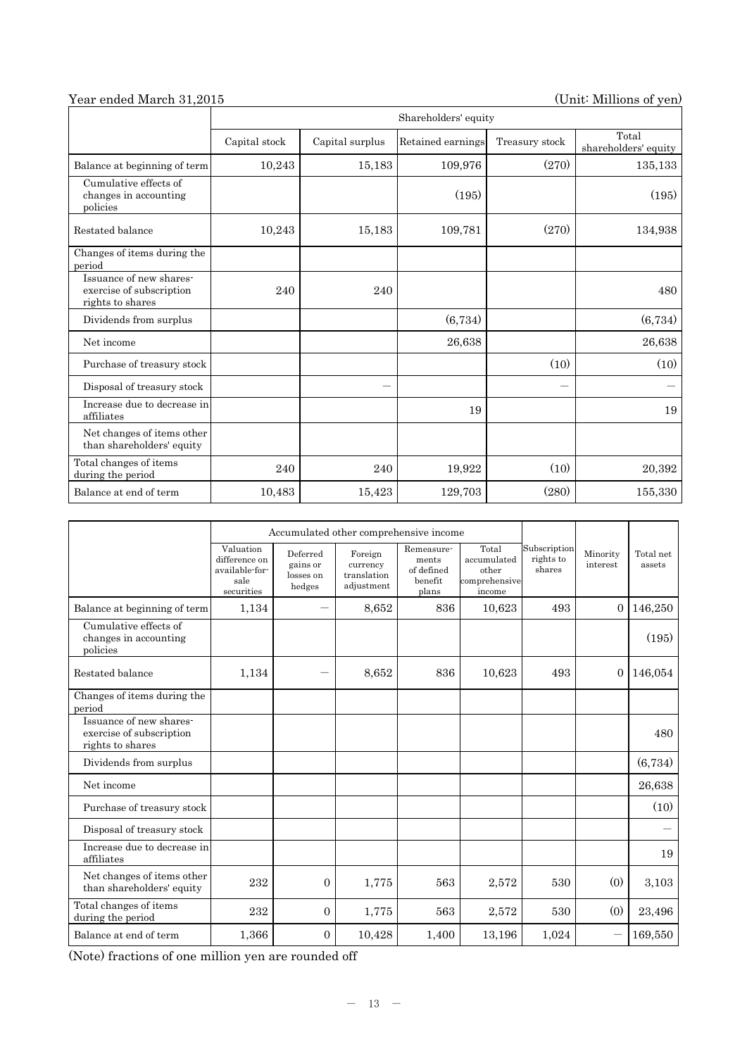Year ended March 31,2015 (Unit: Millions of yen)

| | Shareholders' equity | | | | |
|---|---|---|---|---|---|
| | Capital stock | Capital surplus | Retained earnings | Treasury stock | Total shareholders' equity |
| Balance at beginning of term | 10,243 | 15,183 | 109,976 | (270) | 135,133 |
| Cumulative effects of changes in accounting policies | | | (195) | | (195) |
| Restated balance | 10,243 | 15,183 | 109,781 | (270) | 134,938 |
| Changes of items during the period | | | | | |
| Issuance of new shares-exercise of subscription rights to shares | 240 | 240 | | | 480 |
| Dividends from surplus | | | (6,734) | | (6,734) |
| Net income | | | 26,638 | | 26,638 |
| Purchase of treasury stock | | | | (10) | (10) |
| Disposal of treasury stock | | － | | － | － |
| Increase due to decrease in affiliates | | | 19 | | 19 |
| Net changes of items other than shareholders' equity | | | | | |
| Total changes of items during the period | 240 | 240 | 19,922 | (10) | 20,392 |
| Balance at end of term | 10,483 | 15,423 | 129,703 | (280) | 155,330 |

| | Accumulated other comprehensive income | | | | | Subscription rights to shares | Minority interest | Total net assets |
|---|---|---|---|---|---|---|---|---|
| | Valuation difference on available-for-sale securities | Deferred gains or losses on hedges | Foreign currency translation adjustment | Remeasurements of defined benefit plans | Total accumulated other comprehensive income | | | |
| Balance at beginning of term | 1,134 | － | 8,652 | 836 | 10,623 | 493 | 0 | 146,250 |
| Cumulative effects of changes in accounting policies | | | | | | | | (195) |
| Restated balance | 1,134 | － | 8,652 | 836 | 10,623 | 493 | 0 | 146,054 |
| Changes of items during the period | | | | | | | | |
| Issuance of new shares-exercise of subscription rights to shares | | | | | | | | 480 |
| Dividends from surplus | | | | | | | | (6,734) |
| Net income | | | | | | | | 26,638 |
| Purchase of treasury stock | | | | | | | | (10) |
| Disposal of treasury stock | | | | | | | | － |
| Increase due to decrease in affiliates | | | | | | | | 19 |
| Net changes of items other than shareholders' equity | 232 | 0 | 1,775 | 563 | 2,572 | 530 | (0) | 3,103 |
| Total changes of items during the period | 232 | 0 | 1,775 | 563 | 2,572 | 530 | (0) | 23,496 |
| Balance at end of term | 1,366 | 0 | 10,428 | 1,400 | 13,196 | 1,024 | － | 169,550 |

(Note) fractions of one million yen are rounded off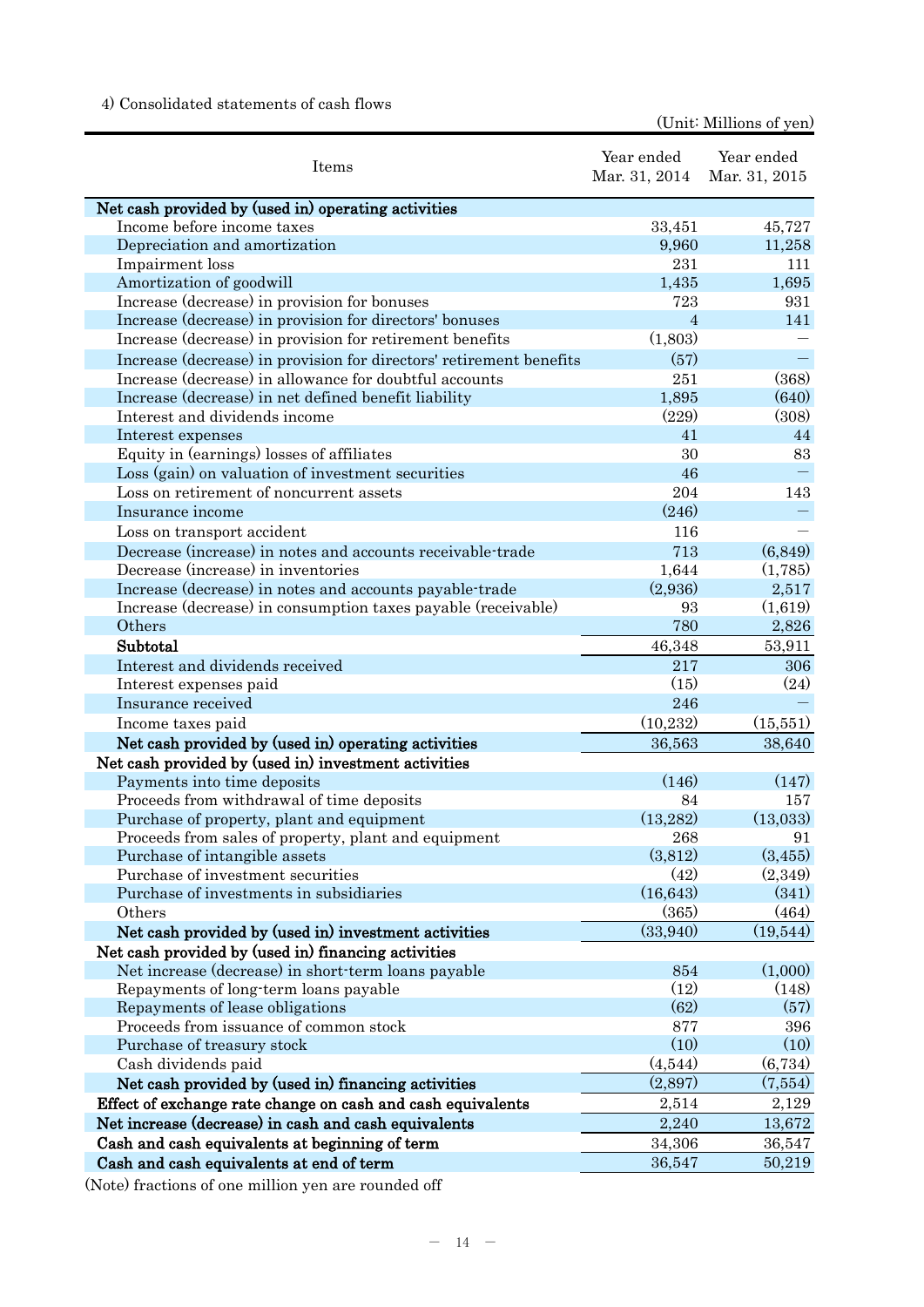4) Consolidated statements of cash flows

(Unit: Millions of yen)

| Items | Year ended Mar. 31, 2014 | Year ended Mar. 31, 2015 |
|---|---|---|
| **Net cash provided by (used in) operating activities** | | |
| Income before income taxes | 33,451 | 45,727 |
| Depreciation and amortization | 9,960 | 11,258 |
| Impairment loss | 231 | 111 |
| Amortization of goodwill | 1,435 | 1,695 |
| Increase (decrease) in provision for bonuses | 723 | 931 |
| Increase (decrease) in provision for directors' bonuses | 4 | 141 |
| Increase (decrease) in provision for retirement benefits | (1,803) | — |
| Increase (decrease) in provision for directors' retirement benefits | (57) | — |
| Increase (decrease) in allowance for doubtful accounts | 251 | (368) |
| Increase (decrease) in net defined benefit liability | 1,895 | (640) |
| Interest and dividends income | (229) | (308) |
| Interest expenses | 41 | 44 |
| Equity in (earnings) losses of affiliates | 30 | 83 |
| Loss (gain) on valuation of investment securities | 46 | — |
| Loss on retirement of noncurrent assets | 204 | 143 |
| Insurance income | (246) | — |
| Loss on transport accident | 116 | — |
| Decrease (increase) in notes and accounts receivable-trade | 713 | (6,849) |
| Decrease (increase) in inventories | 1,644 | (1,785) |
| Increase (decrease) in notes and accounts payable-trade | (2,936) | 2,517 |
| Increase (decrease) in consumption taxes payable (receivable) | 93 | (1,619) |
| Others | 780 | 2,826 |
| **Subtotal** | 46,348 | 53,911 |
| Interest and dividends received | 217 | 306 |
| Interest expenses paid | (15) | (24) |
| Insurance received | 246 | — |
| Income taxes paid | (10,232) | (15,551) |
| **Net cash provided by (used in) operating activities** | 36,563 | 38,640 |
| **Net cash provided by (used in) investment activities** | | |
| Payments into time deposits | (146) | (147) |
| Proceeds from withdrawal of time deposits | 84 | 157 |
| Purchase of property, plant and equipment | (13,282) | (13,033) |
| Proceeds from sales of property, plant and equipment | 268 | 91 |
| Purchase of intangible assets | (3,812) | (3,455) |
| Purchase of investment securities | (42) | (2,349) |
| Purchase of investments in subsidiaries | (16,643) | (341) |
| Others | (365) | (464) |
| **Net cash provided by (used in) investment activities** | (33,940) | (19,544) |
| **Net cash provided by (used in) financing activities** | | |
| Net increase (decrease) in short-term loans payable | 854 | (1,000) |
| Repayments of long-term loans payable | (12) | (148) |
| Repayments of lease obligations | (62) | (57) |
| Proceeds from issuance of common stock | 877 | 396 |
| Purchase of treasury stock | (10) | (10) |
| Cash dividends paid | (4,544) | (6,734) |
| **Net cash provided by (used in) financing activities** | (2,897) | (7,554) |
| **Effect of exchange rate change on cash and cash equivalents** | 2,514 | 2,129 |
| **Net increase (decrease) in cash and cash equivalents** | 2,240 | 13,672 |
| **Cash and cash equivalents at beginning of term** | 34,306 | 36,547 |
| **Cash and cash equivalents at end of term** | 36,547 | 50,219 |

(Note) fractions of one million yen are rounded off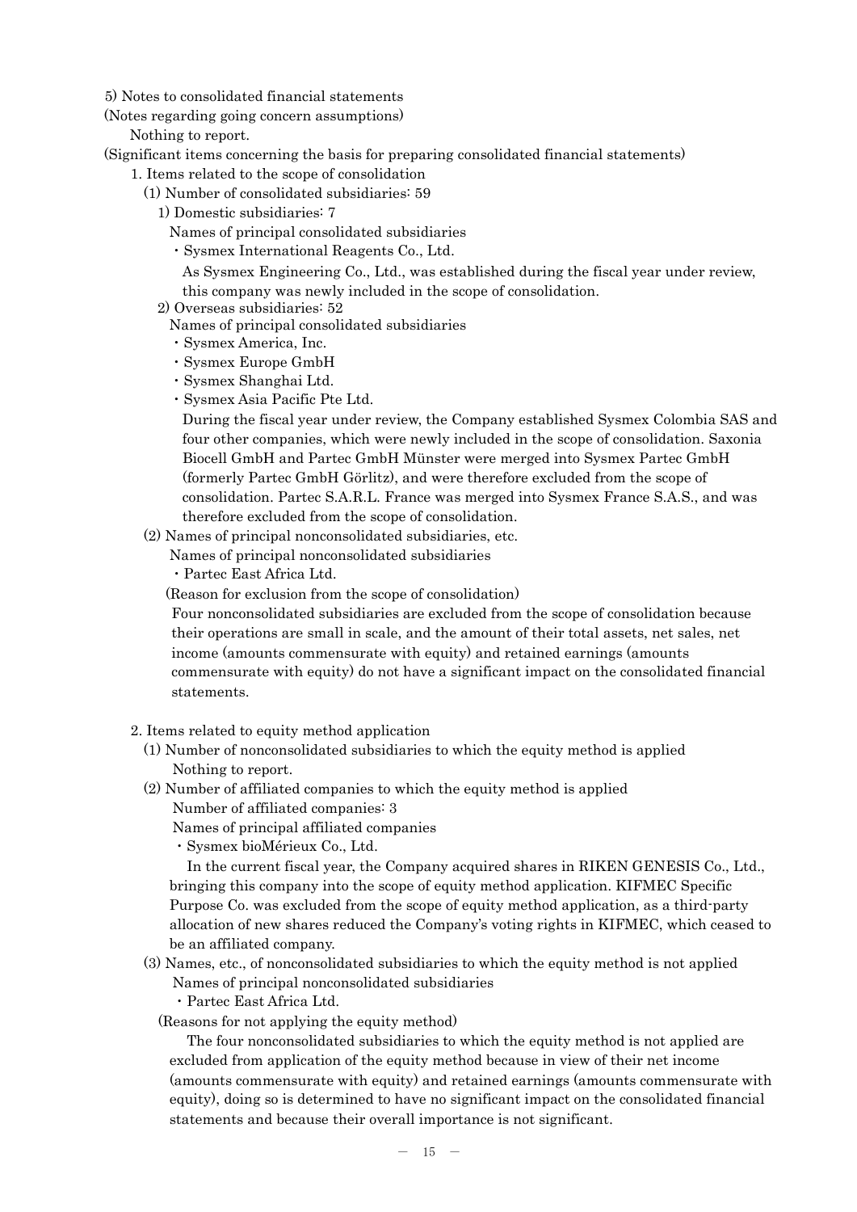5) Notes to consolidated financial statements

(Notes regarding going concern assumptions)

Nothing to report.

(Significant items concerning the basis for preparing consolidated financial statements)

1. Items related to the scope of consolidation

(1) Number of consolidated subsidiaries: 59

1) Domestic subsidiaries: 7

Names of principal consolidated subsidiaries

- Sysmex International Reagents Co., Ltd.

As Sysmex Engineering Co., Ltd., was established during the fiscal year under review, this company was newly included in the scope of consolidation.

2) Overseas subsidiaries: 52

Names of principal consolidated subsidiaries

- Sysmex America, Inc.
- Sysmex Europe GmbH
- Sysmex Shanghai Ltd.
- Sysmex Asia Pacific Pte Ltd.

During the fiscal year under review, the Company established Sysmex Colombia SAS and four other companies, which were newly included in the scope of consolidation. Saxonia Biocell GmbH and Partec GmbH Münster were merged into Sysmex Partec GmbH (formerly Partec GmbH Görlitz), and were therefore excluded from the scope of consolidation. Partec S.A.R.L. France was merged into Sysmex France S.A.S., and was therefore excluded from the scope of consolidation.

(2) Names of principal nonconsolidated subsidiaries, etc.

Names of principal nonconsolidated subsidiaries

- Partec East Africa Ltd.

(Reason for exclusion from the scope of consolidation)

Four nonconsolidated subsidiaries are excluded from the scope of consolidation because their operations are small in scale, and the amount of their total assets, net sales, net income (amounts commensurate with equity) and retained earnings (amounts commensurate with equity) do not have a significant impact on the consolidated financial statements.

2. Items related to equity method application

(1) Number of nonconsolidated subsidiaries to which the equity method is applied

Nothing to report.

(2) Number of affiliated companies to which the equity method is applied

Number of affiliated companies: 3

Names of principal affiliated companies

- Sysmex bioMérieux Co., Ltd.

In the current fiscal year, the Company acquired shares in RIKEN GENESIS Co., Ltd., bringing this company into the scope of equity method application. KIFMEC Specific Purpose Co. was excluded from the scope of equity method application, as a third-party allocation of new shares reduced the Company's voting rights in KIFMEC, which ceased to be an affiliated company.

(3) Names, etc., of nonconsolidated subsidiaries to which the equity method is not applied

Names of principal nonconsolidated subsidiaries

- Partec East Africa Ltd.

(Reasons for not applying the equity method)

The four nonconsolidated subsidiaries to which the equity method is not applied are excluded from application of the equity method because in view of their net income (amounts commensurate with equity) and retained earnings (amounts commensurate with equity), doing so is determined to have no significant impact on the consolidated financial statements and because their overall importance is not significant.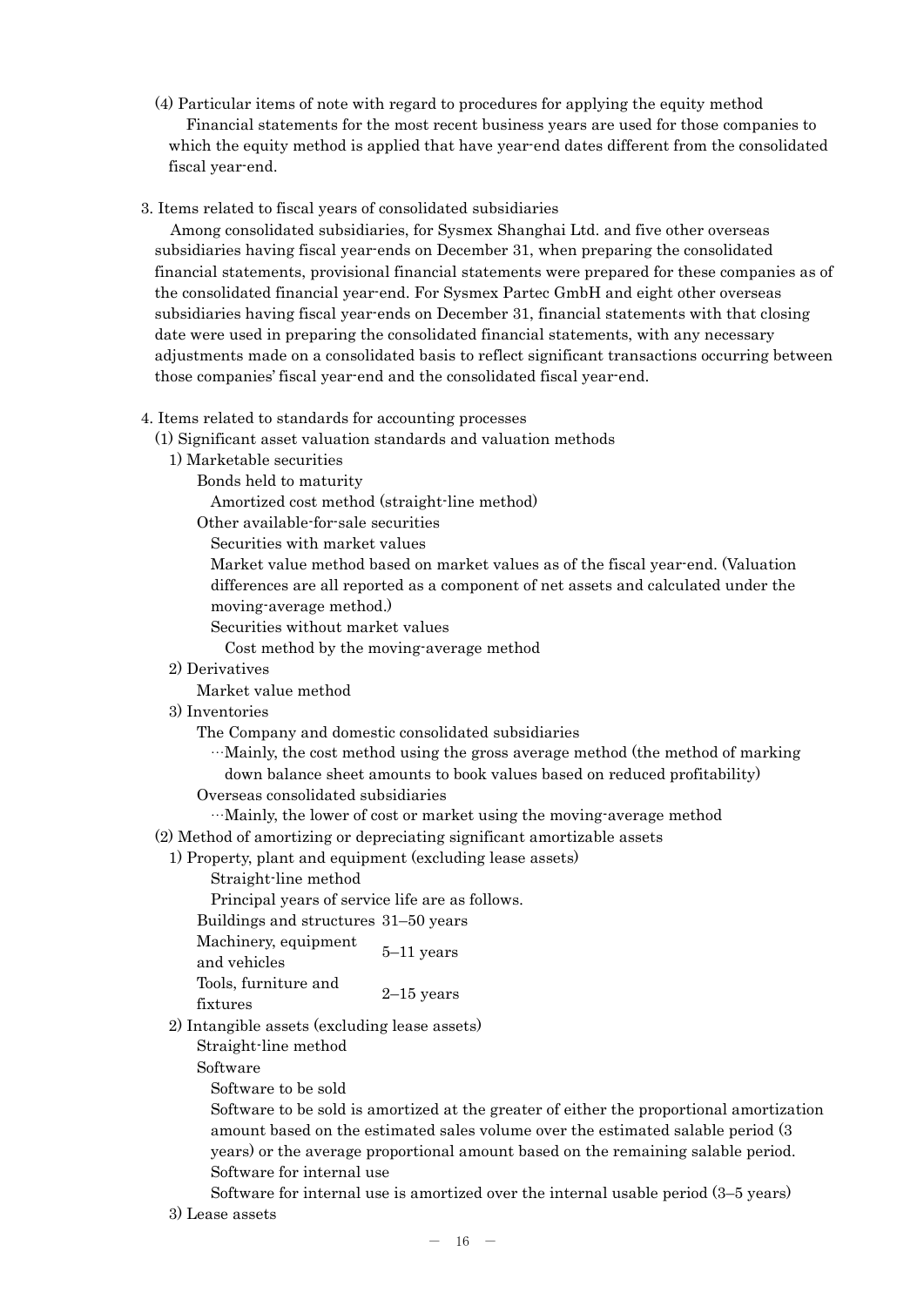(4) Particular items of note with regard to procedures for applying the equity method

Financial statements for the most recent business years are used for those companies to which the equity method is applied that have year-end dates different from the consolidated fiscal year-end.

3. Items related to fiscal years of consolidated subsidiaries

Among consolidated subsidiaries, for Sysmex Shanghai Ltd. and five other overseas subsidiaries having fiscal year-ends on December 31, when preparing the consolidated financial statements, provisional financial statements were prepared for these companies as of the consolidated financial year-end. For Sysmex Partec GmbH and eight other overseas subsidiaries having fiscal year-ends on December 31, financial statements with that closing date were used in preparing the consolidated financial statements, with any necessary adjustments made on a consolidated basis to reflect significant transactions occurring between those companies' fiscal year-end and the consolidated fiscal year-end.

4. Items related to standards for accounting processes

(1) Significant asset valuation standards and valuation methods

1) Marketable securities

Bonds held to maturity

Amortized cost method (straight-line method)

Other available-for-sale securities

Securities with market values

Market value method based on market values as of the fiscal year-end. (Valuation differences are all reported as a component of net assets and calculated under the moving-average method.)

Securities without market values

Cost method by the moving-average method

2) Derivatives

Market value method

3) Inventories

The Company and domestic consolidated subsidiaries

…Mainly, the cost method using the gross average method (the method of marking down balance sheet amounts to book values based on reduced profitability)

Overseas consolidated subsidiaries

…Mainly, the lower of cost or market using the moving-average method

(2) Method of amortizing or depreciating significant amortizable assets

1) Property, plant and equipment (excluding lease assets)

Straight-line method

Principal years of service life are as follows.

| | |
|---|---|
| Buildings and structures | 31–50 years |
| Machinery, equipment and vehicles | 5–11 years |
| Tools, furniture and fixtures | 2–15 years |

2) Intangible assets (excluding lease assets)

Straight-line method

Software

Software to be sold

Software to be sold is amortized at the greater of either the proportional amortization amount based on the estimated sales volume over the estimated salable period (3 years) or the average proportional amount based on the remaining salable period.

Software for internal use

Software for internal use is amortized over the internal usable period (3–5 years)

3) Lease assets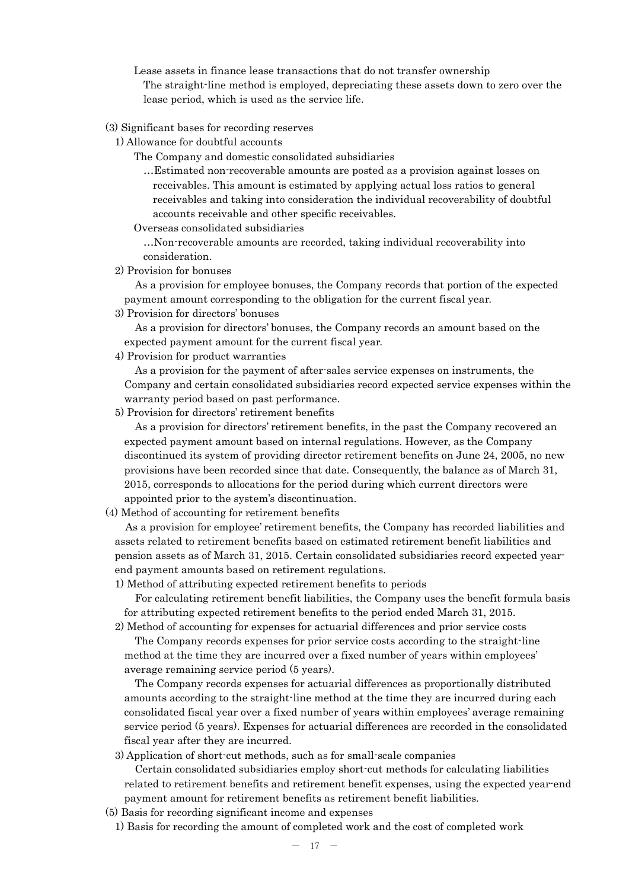Lease assets in finance lease transactions that do not transfer ownership

The straight-line method is employed, depreciating these assets down to zero over the lease period, which is used as the service life.

(3) Significant bases for recording reserves

1) Allowance for doubtful accounts

The Company and domestic consolidated subsidiaries

…Estimated non-recoverable amounts are posted as a provision against losses on receivables. This amount is estimated by applying actual loss ratios to general receivables and taking into consideration the individual recoverability of doubtful accounts receivable and other specific receivables.

Overseas consolidated subsidiaries

…Non-recoverable amounts are recorded, taking individual recoverability into consideration.

2) Provision for bonuses

As a provision for employee bonuses, the Company records that portion of the expected payment amount corresponding to the obligation for the current fiscal year.

3) Provision for directors' bonuses

As a provision for directors' bonuses, the Company records an amount based on the expected payment amount for the current fiscal year.

4) Provision for product warranties

As a provision for the payment of after-sales service expenses on instruments, the Company and certain consolidated subsidiaries record expected service expenses within the warranty period based on past performance.

5) Provision for directors' retirement benefits

As a provision for directors' retirement benefits, in the past the Company recovered an expected payment amount based on internal regulations. However, as the Company discontinued its system of providing director retirement benefits on June 24, 2005, no new provisions have been recorded since that date. Consequently, the balance as of March 31, 2015, corresponds to allocations for the period during which current directors were appointed prior to the system's discontinuation.

(4) Method of accounting for retirement benefits

As a provision for employee' retirement benefits, the Company has recorded liabilities and assets related to retirement benefits based on estimated retirement benefit liabilities and pension assets as of March 31, 2015. Certain consolidated subsidiaries record expected year-end payment amounts based on retirement regulations.

1) Method of attributing expected retirement benefits to periods

For calculating retirement benefit liabilities, the Company uses the benefit formula basis for attributing expected retirement benefits to the period ended March 31, 2015.

2) Method of accounting for expenses for actuarial differences and prior service costs

The Company records expenses for prior service costs according to the straight-line method at the time they are incurred over a fixed number of years within employees' average remaining service period (5 years).

The Company records expenses for actuarial differences as proportionally distributed amounts according to the straight-line method at the time they are incurred during each consolidated fiscal year over a fixed number of years within employees' average remaining service period (5 years). Expenses for actuarial differences are recorded in the consolidated fiscal year after they are incurred.

3) Application of short-cut methods, such as for small-scale companies

Certain consolidated subsidiaries employ short-cut methods for calculating liabilities related to retirement benefits and retirement benefit expenses, using the expected year-end payment amount for retirement benefits as retirement benefit liabilities.

(5) Basis for recording significant income and expenses

1) Basis for recording the amount of completed work and the cost of completed work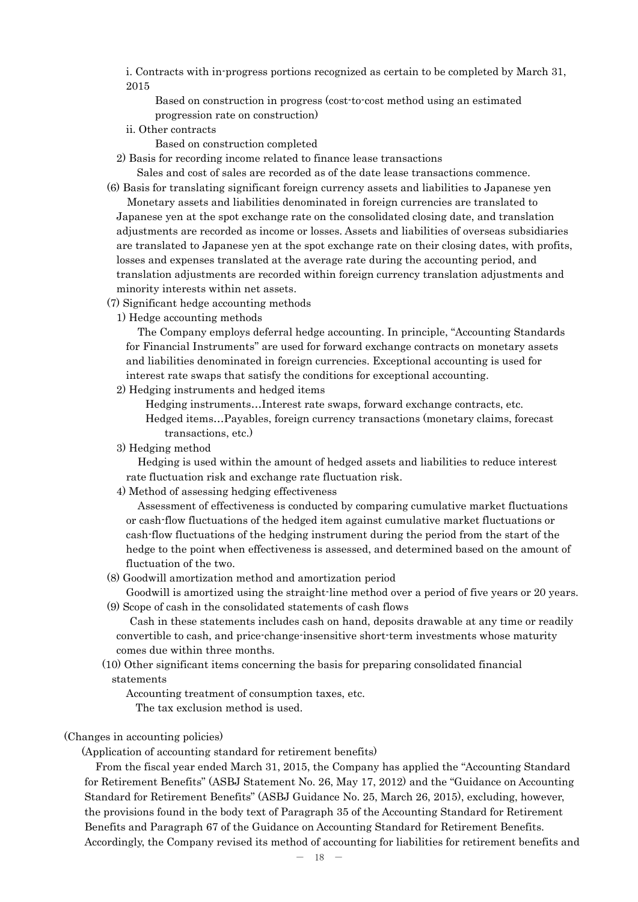i. Contracts with in-progress portions recognized as certain to be completed by March 31, 2015

Based on construction in progress (cost-to-cost method using an estimated progression rate on construction)

ii. Other contracts

Based on construction completed

2) Basis for recording income related to finance lease transactions

Sales and cost of sales are recorded as of the date lease transactions commence.

(6) Basis for translating significant foreign currency assets and liabilities to Japanese yen

Monetary assets and liabilities denominated in foreign currencies are translated to Japanese yen at the spot exchange rate on the consolidated closing date, and translation adjustments are recorded as income or losses. Assets and liabilities of overseas subsidiaries are translated to Japanese yen at the spot exchange rate on their closing dates, with profits, losses and expenses translated at the average rate during the accounting period, and translation adjustments are recorded within foreign currency translation adjustments and minority interests within net assets.

(7) Significant hedge accounting methods

1) Hedge accounting methods

The Company employs deferral hedge accounting. In principle, "Accounting Standards for Financial Instruments" are used for forward exchange contracts on monetary assets and liabilities denominated in foreign currencies. Exceptional accounting is used for interest rate swaps that satisfy the conditions for exceptional accounting.

2) Hedging instruments and hedged items

Hedging instruments…Interest rate swaps, forward exchange contracts, etc.

Hedged items…Payables, foreign currency transactions (monetary claims, forecast transactions, etc.)

3) Hedging method

Hedging is used within the amount of hedged assets and liabilities to reduce interest rate fluctuation risk and exchange rate fluctuation risk.

4) Method of assessing hedging effectiveness

Assessment of effectiveness is conducted by comparing cumulative market fluctuations or cash-flow fluctuations of the hedged item against cumulative market fluctuations or cash-flow fluctuations of the hedging instrument during the period from the start of the hedge to the point when effectiveness is assessed, and determined based on the amount of fluctuation of the two.

(8) Goodwill amortization method and amortization period

Goodwill is amortized using the straight-line method over a period of five years or 20 years.

(9) Scope of cash in the consolidated statements of cash flows

Cash in these statements includes cash on hand, deposits drawable at any time or readily convertible to cash, and price-change-insensitive short-term investments whose maturity comes due within three months.

(10) Other significant items concerning the basis for preparing consolidated financial statements

Accounting treatment of consumption taxes, etc.

The tax exclusion method is used.

(Changes in accounting policies)

(Application of accounting standard for retirement benefits)

From the fiscal year ended March 31, 2015, the Company has applied the "Accounting Standard for Retirement Benefits" (ASBJ Statement No. 26, May 17, 2012) and the "Guidance on Accounting Standard for Retirement Benefits" (ASBJ Guidance No. 25, March 26, 2015), excluding, however, the provisions found in the body text of Paragraph 35 of the Accounting Standard for Retirement Benefits and Paragraph 67 of the Guidance on Accounting Standard for Retirement Benefits. Accordingly, the Company revised its method of accounting for liabilities for retirement benefits and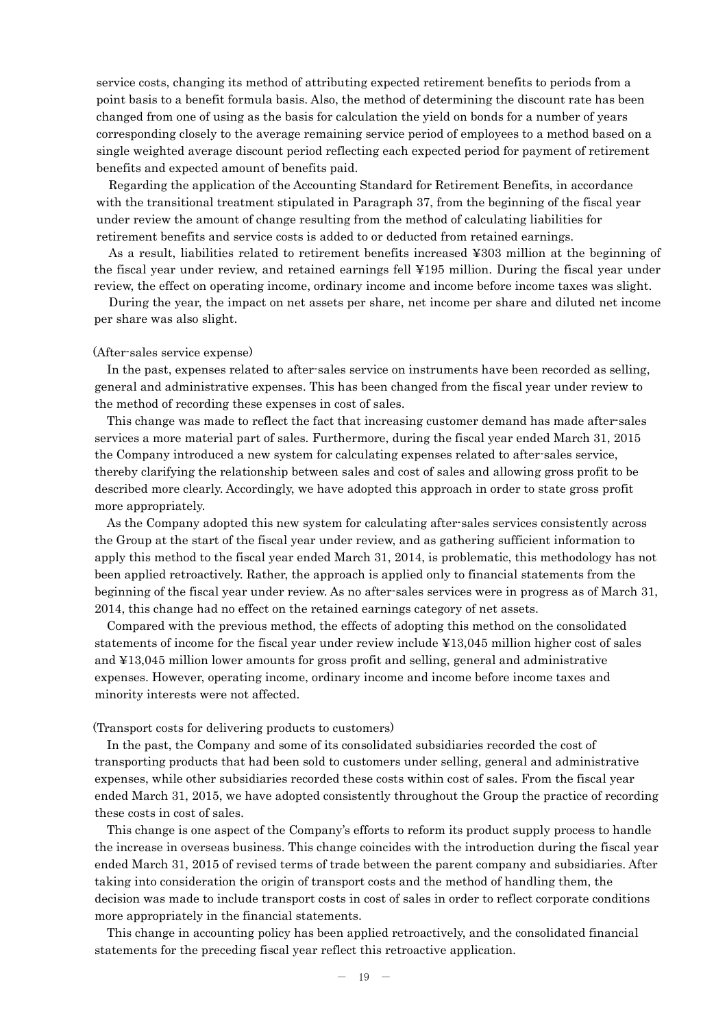service costs, changing its method of attributing expected retirement benefits to periods from a point basis to a benefit formula basis. Also, the method of determining the discount rate has been changed from one of using as the basis for calculation the yield on bonds for a number of years corresponding closely to the average remaining service period of employees to a method based on a single weighted average discount period reflecting each expected period for payment of retirement benefits and expected amount of benefits paid.

Regarding the application of the Accounting Standard for Retirement Benefits, in accordance with the transitional treatment stipulated in Paragraph 37, from the beginning of the fiscal year under review the amount of change resulting from the method of calculating liabilities for retirement benefits and service costs is added to or deducted from retained earnings.

As a result, liabilities related to retirement benefits increased ¥303 million at the beginning of the fiscal year under review, and retained earnings fell ¥195 million. During the fiscal year under review, the effect on operating income, ordinary income and income before income taxes was slight.

During the year, the impact on net assets per share, net income per share and diluted net income per share was also slight.

(After-sales service expense)

In the past, expenses related to after-sales service on instruments have been recorded as selling, general and administrative expenses. This has been changed from the fiscal year under review to the method of recording these expenses in cost of sales.

This change was made to reflect the fact that increasing customer demand has made after-sales services a more material part of sales. Furthermore, during the fiscal year ended March 31, 2015 the Company introduced a new system for calculating expenses related to after-sales service, thereby clarifying the relationship between sales and cost of sales and allowing gross profit to be described more clearly. Accordingly, we have adopted this approach in order to state gross profit more appropriately.

As the Company adopted this new system for calculating after-sales services consistently across the Group at the start of the fiscal year under review, and as gathering sufficient information to apply this method to the fiscal year ended March 31, 2014, is problematic, this methodology has not been applied retroactively. Rather, the approach is applied only to financial statements from the beginning of the fiscal year under review. As no after-sales services were in progress as of March 31, 2014, this change had no effect on the retained earnings category of net assets.

Compared with the previous method, the effects of adopting this method on the consolidated statements of income for the fiscal year under review include ¥13,045 million higher cost of sales and ¥13,045 million lower amounts for gross profit and selling, general and administrative expenses. However, operating income, ordinary income and income before income taxes and minority interests were not affected.

(Transport costs for delivering products to customers)

In the past, the Company and some of its consolidated subsidiaries recorded the cost of transporting products that had been sold to customers under selling, general and administrative expenses, while other subsidiaries recorded these costs within cost of sales. From the fiscal year ended March 31, 2015, we have adopted consistently throughout the Group the practice of recording these costs in cost of sales.

This change is one aspect of the Company's efforts to reform its product supply process to handle the increase in overseas business. This change coincides with the introduction during the fiscal year ended March 31, 2015 of revised terms of trade between the parent company and subsidiaries. After taking into consideration the origin of transport costs and the method of handling them, the decision was made to include transport costs in cost of sales in order to reflect corporate conditions more appropriately in the financial statements.

This change in accounting policy has been applied retroactively, and the consolidated financial statements for the preceding fiscal year reflect this retroactive application.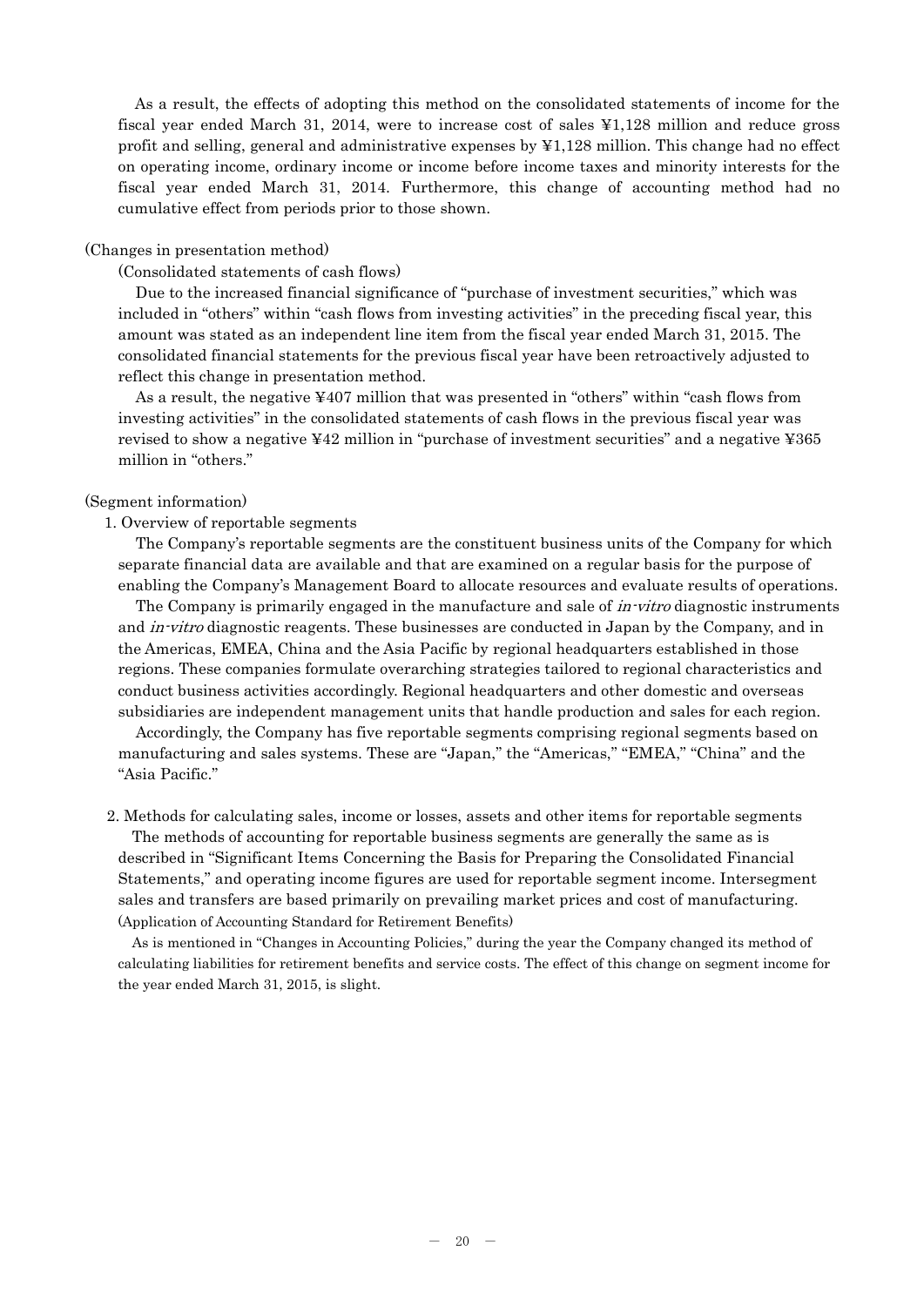As a result, the effects of adopting this method on the consolidated statements of income for the fiscal year ended March 31, 2014, were to increase cost of sales ¥1,128 million and reduce gross profit and selling, general and administrative expenses by ¥1,128 million. This change had no effect on operating income, ordinary income or income before income taxes and minority interests for the fiscal year ended March 31, 2014. Furthermore, this change of accounting method had no cumulative effect from periods prior to those shown.

(Changes in presentation method)

(Consolidated statements of cash flows)

Due to the increased financial significance of "purchase of investment securities," which was included in "others" within "cash flows from investing activities" in the preceding fiscal year, this amount was stated as an independent line item from the fiscal year ended March 31, 2015. The consolidated financial statements for the previous fiscal year have been retroactively adjusted to reflect this change in presentation method.

As a result, the negative ¥407 million that was presented in "others" within "cash flows from investing activities" in the consolidated statements of cash flows in the previous fiscal year was revised to show a negative ¥42 million in "purchase of investment securities" and a negative ¥365 million in "others."

(Segment information)

1. Overview of reportable segments

The Company's reportable segments are the constituent business units of the Company for which separate financial data are available and that are examined on a regular basis for the purpose of enabling the Company's Management Board to allocate resources and evaluate results of operations.

The Company is primarily engaged in the manufacture and sale of *in-vitro* diagnostic instruments and *in-vitro* diagnostic reagents. These businesses are conducted in Japan by the Company, and in the Americas, EMEA, China and the Asia Pacific by regional headquarters established in those regions. These companies formulate overarching strategies tailored to regional characteristics and conduct business activities accordingly. Regional headquarters and other domestic and overseas subsidiaries are independent management units that handle production and sales for each region.

Accordingly, the Company has five reportable segments comprising regional segments based on manufacturing and sales systems. These are "Japan," the "Americas," "EMEA," "China" and the "Asia Pacific."

2. Methods for calculating sales, income or losses, assets and other items for reportable segments

The methods of accounting for reportable business segments are generally the same as is described in "Significant Items Concerning the Basis for Preparing the Consolidated Financial Statements," and operating income figures are used for reportable segment income. Intersegment sales and transfers are based primarily on prevailing market prices and cost of manufacturing.

(Application of Accounting Standard for Retirement Benefits)

As is mentioned in "Changes in Accounting Policies," during the year the Company changed its method of calculating liabilities for retirement benefits and service costs. The effect of this change on segment income for the year ended March 31, 2015, is slight.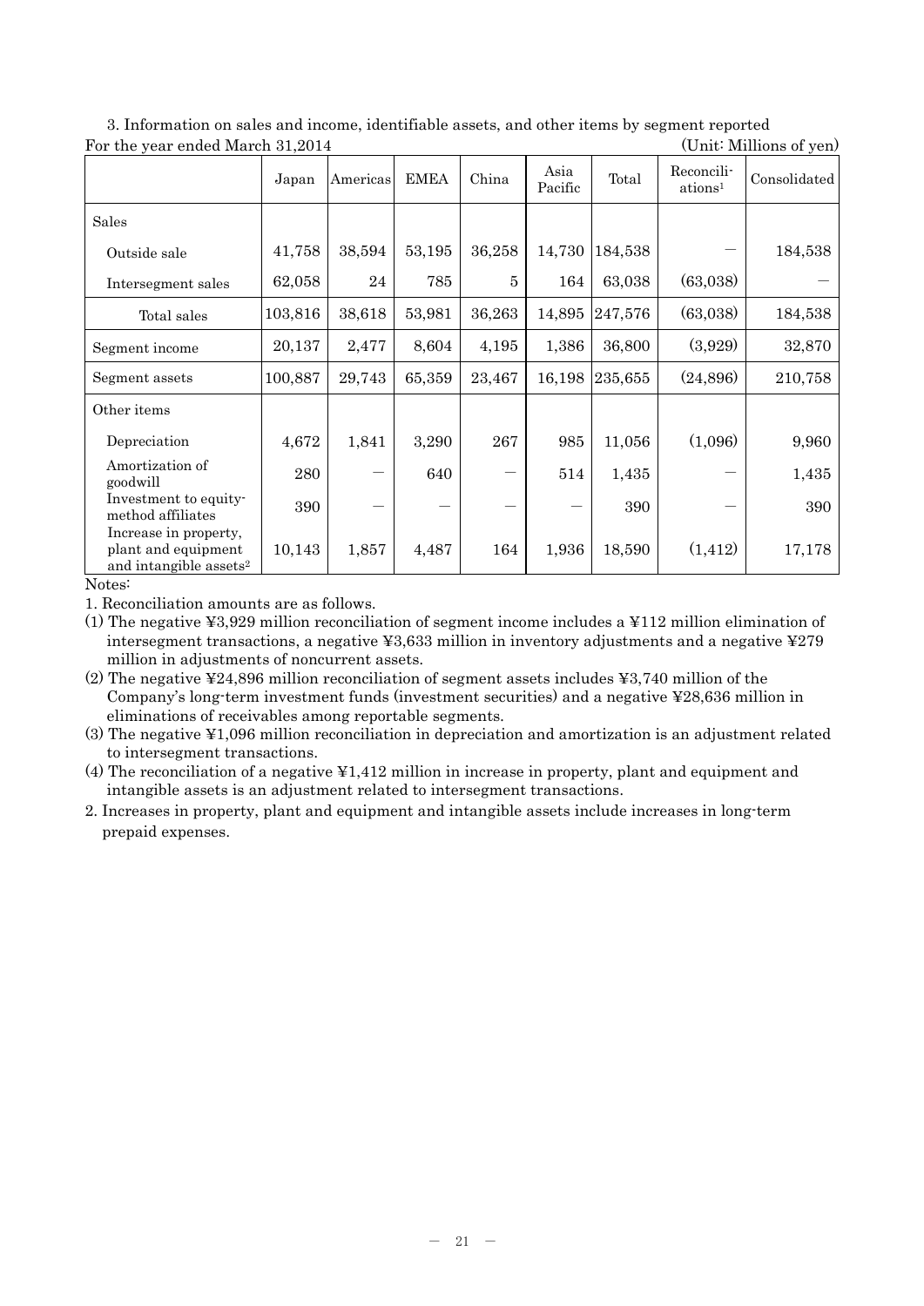3. Information on sales and income, identifiable assets, and other items by segment reported

For the year ended March 31,2014 (Unit: Millions of yen)

| | Japan | Americas | EMEA | China | Asia Pacific | Total | Reconciliations[1] | Consolidated |
|---|---|---|---|---|---|---|---|---|
| Sales | | | | | | | | |
| Outside sale | 41,758 | 38,594 | 53,195 | 36,258 | 14,730 | 184,538 | — | 184,538 |
| Intersegment sales | 62,058 | 24 | 785 | 5 | 164 | 63,038 | (63,038) | — |
| Total sales | 103,816 | 38,618 | 53,981 | 36,263 | 14,895 | 247,576 | (63,038) | 184,538 |
| Segment income | 20,137 | 2,477 | 8,604 | 4,195 | 1,386 | 36,800 | (3,929) | 32,870 |
| Segment assets | 100,887 | 29,743 | 65,359 | 23,467 | 16,198 | 235,655 | (24,896) | 210,758 |
| Other items | | | | | | | | |
| Depreciation | 4,672 | 1,841 | 3,290 | 267 | 985 | 11,056 | (1,096) | 9,960 |
| Amortization of goodwill | 280 | — | 640 | — | 514 | 1,435 | — | 1,435 |
| Investment to equity-method affiliates | 390 | — | — | — | — | 390 | — | 390 |
| Increase in property, plant and equipment and intangible assets[2] | 10,143 | 1,857 | 4,487 | 164 | 1,936 | 18,590 | (1,412) | 17,178 |

Notes:

1. Reconciliation amounts are as follows.

(1) The negative ¥3,929 million reconciliation of segment income includes a ¥112 million elimination of intersegment transactions, a negative ¥3,633 million in inventory adjustments and a negative ¥279 million in adjustments of noncurrent assets.

(2) The negative ¥24,896 million reconciliation of segment assets includes ¥3,740 million of the Company's long-term investment funds (investment securities) and a negative ¥28,636 million in eliminations of receivables among reportable segments.

(3) The negative ¥1,096 million reconciliation in depreciation and amortization is an adjustment related to intersegment transactions.

(4) The reconciliation of a negative ¥1,412 million in increase in property, plant and equipment and intangible assets is an adjustment related to intersegment transactions.

2. Increases in property, plant and equipment and intangible assets include increases in long-term prepaid expenses.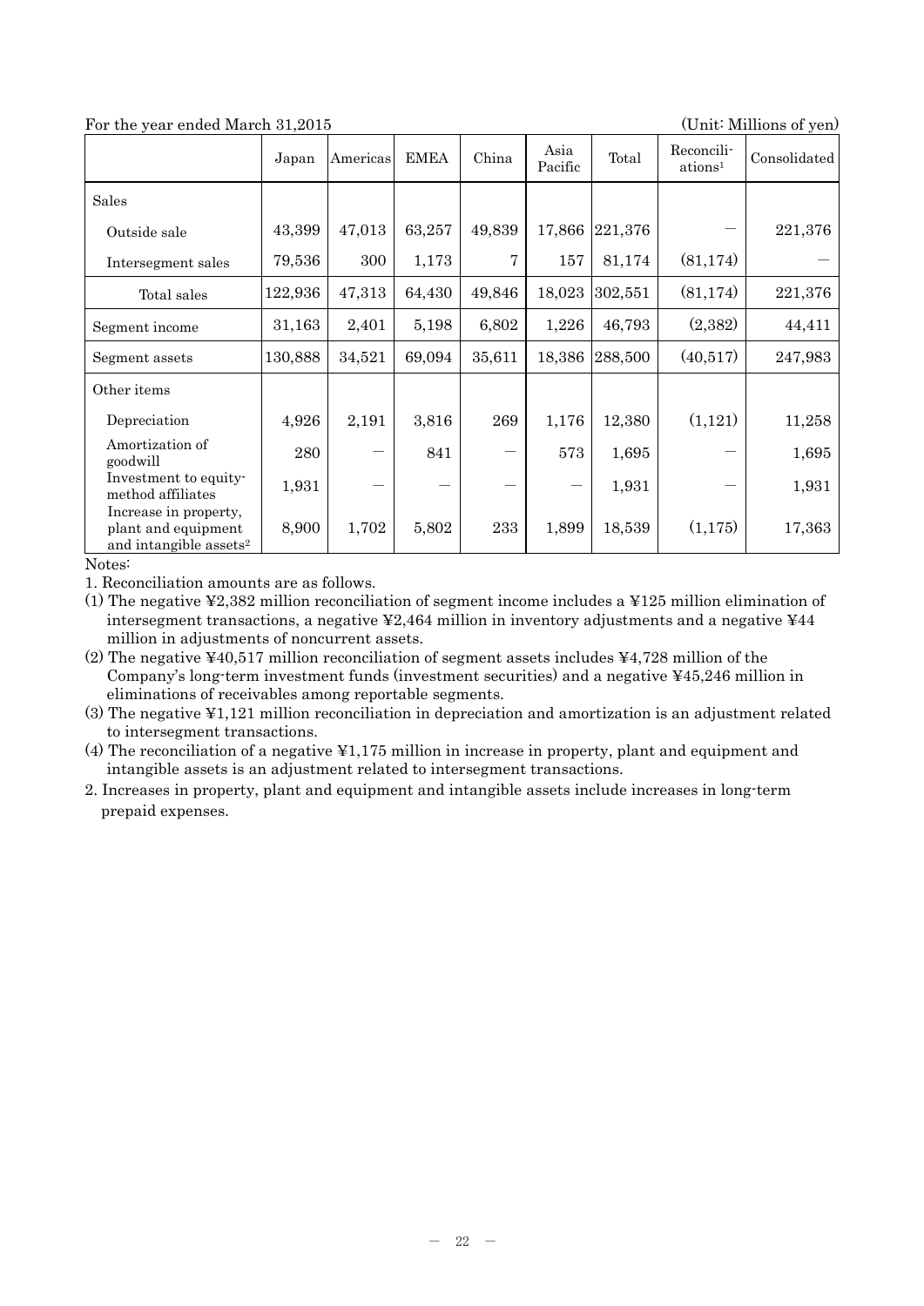For the year ended March 31,2015 (Unit: Millions of yen)

| | Japan | Americas | EMEA | China | Asia Pacific | Total | Reconciliations[1] | Consolidated |
|---|---|---|---|---|---|---|---|---|
| Sales | | | | | | | | |
| Outside sale | 43,399 | 47,013 | 63,257 | 49,839 | 17,866 | 221,376 | — | 221,376 |
| Intersegment sales | 79,536 | 300 | 1,173 | 7 | 157 | 81,174 | (81,174) | — |
| Total sales | 122,936 | 47,313 | 64,430 | 49,846 | 18,023 | 302,551 | (81,174) | 221,376 |
| Segment income | 31,163 | 2,401 | 5,198 | 6,802 | 1,226 | 46,793 | (2,382) | 44,411 |
| Segment assets | 130,888 | 34,521 | 69,094 | 35,611 | 18,386 | 288,500 | (40,517) | 247,983 |
| Other items | | | | | | | | |
| Depreciation | 4,926 | 2,191 | 3,816 | 269 | 1,176 | 12,380 | (1,121) | 11,258 |
| Amortization of goodwill | 280 | — | 841 | — | 573 | 1,695 | — | 1,695 |
| Investment to equity-method affiliates | 1,931 | — | — | — | — | 1,931 | — | 1,931 |
| Increase in property, plant and equipment and intangible assets[2] | 8,900 | 1,702 | 5,802 | 233 | 1,899 | 18,539 | (1,175) | 17,363 |

Notes:

1. Reconciliation amounts are as follows.

(1) The negative ¥2,382 million reconciliation of segment income includes a ¥125 million elimination of intersegment transactions, a negative ¥2,464 million in inventory adjustments and a negative ¥44 million in adjustments of noncurrent assets.

(2) The negative ¥40,517 million reconciliation of segment assets includes ¥4,728 million of the Company's long-term investment funds (investment securities) and a negative ¥45,246 million in eliminations of receivables among reportable segments.

(3) The negative ¥1,121 million reconciliation in depreciation and amortization is an adjustment related to intersegment transactions.

(4) The reconciliation of a negative ¥1,175 million in increase in property, plant and equipment and intangible assets is an adjustment related to intersegment transactions.

2. Increases in property, plant and equipment and intangible assets include increases in long-term prepaid expenses.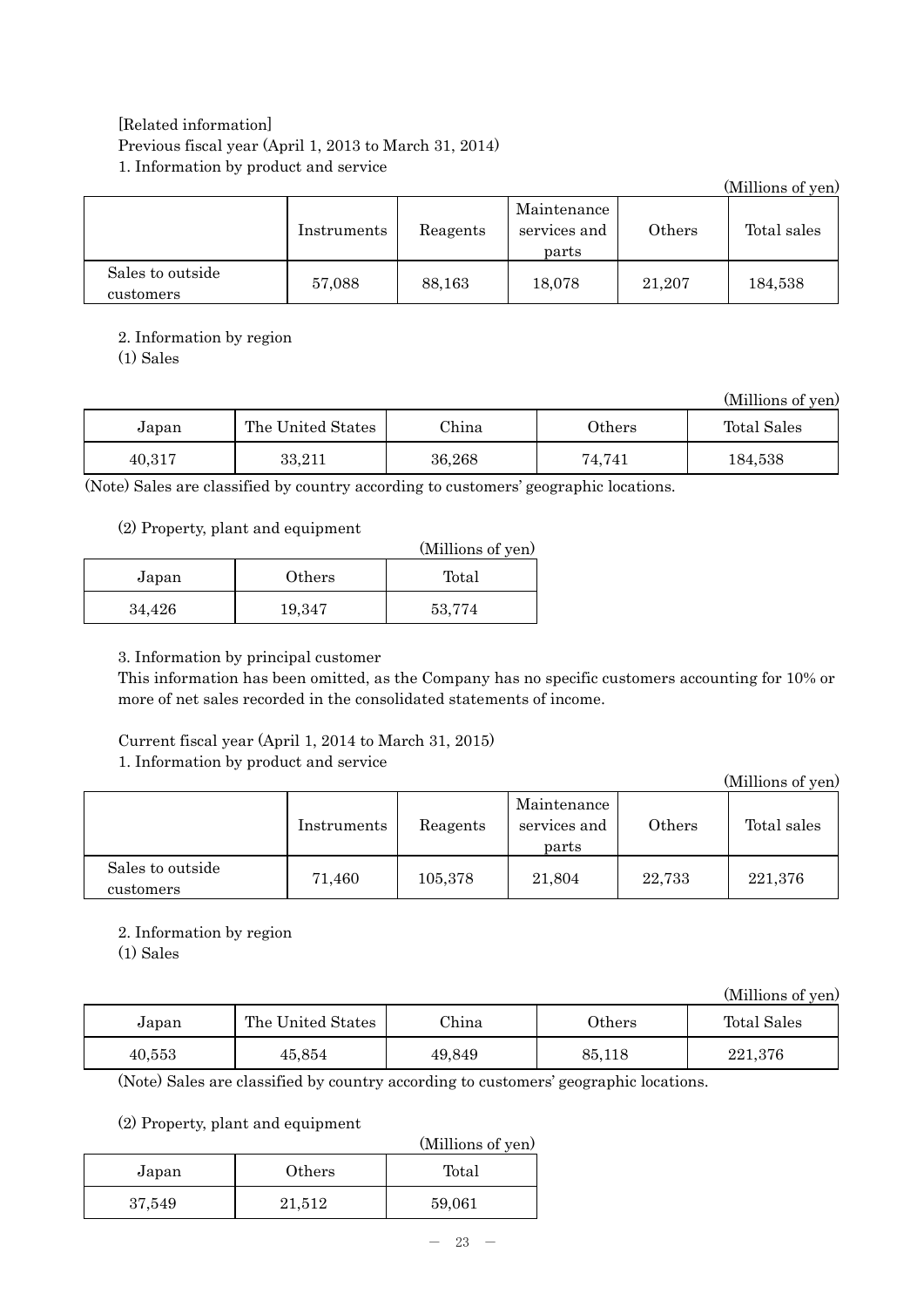[Related information]

Previous fiscal year (April 1, 2013 to March 31, 2014)

1. Information by product and service

(Millions of yen)

| | Instruments | Reagents | Maintenance services and parts | Others | Total sales |
|---|---|---|---|---|---|
| Sales to outside customers | 57,088 | 88,163 | 18,078 | 21,207 | 184,538 |

2. Information by region

(1) Sales

(Millions of yen)

| Japan | The United States | China | Others | Total Sales |
|---|---|---|---|---|
| 40,317 | 33,211 | 36,268 | 74,741 | 184,538 |

(Note) Sales are classified by country according to customers' geographic locations.

(2) Property, plant and equipment

(Millions of yen)

| Japan | Others | Total |
|---|---|---|
| 34,426 | 19,347 | 53,774 |

3. Information by principal customer

This information has been omitted, as the Company has no specific customers accounting for 10% or more of net sales recorded in the consolidated statements of income.

Current fiscal year (April 1, 2014 to March 31, 2015)

1. Information by product and service

(Millions of yen)

| | Instruments | Reagents | Maintenance services and parts | Others | Total sales |
|---|---|---|---|---|---|
| Sales to outside customers | 71,460 | 105,378 | 21,804 | 22,733 | 221,376 |

2. Information by region

(1) Sales

(Millions of yen)

| Japan | The United States | China | Others | Total Sales |
|---|---|---|---|---|
| 40,553 | 45,854 | 49,849 | 85,118 | 221,376 |

(Note) Sales are classified by country according to customers' geographic locations.

(2) Property, plant and equipment

(Millions of yen)

| Japan | Others | Total |
|---|---|---|
| 37,549 | 21,512 | 59,061 |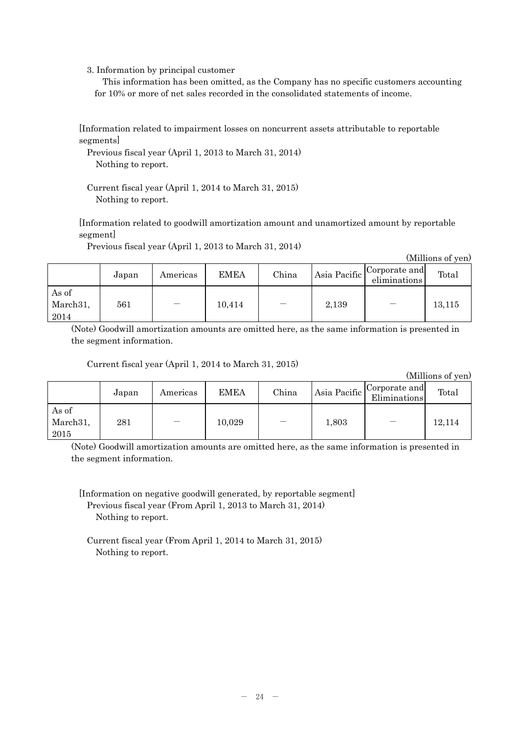3. Information by principal customer

This information has been omitted, as the Company has no specific customers accounting for 10% or more of net sales recorded in the consolidated statements of income.

[Information related to impairment losses on noncurrent assets attributable to reportable segments]

Previous fiscal year (April 1, 2013 to March 31, 2014)

Nothing to report.

Current fiscal year (April 1, 2014 to March 31, 2015)

Nothing to report.

[Information related to goodwill amortization amount and unamortized amount by reportable segment]

Previous fiscal year (April 1, 2013 to March 31, 2014)

(Millions of yen)

| | Japan | Americas | EMEA | China | Asia Pacific | Corporate and eliminations | Total |
|---|---|---|---|---|---|---|---|
| As of March31, 2014 | 561 | — | 10,414 | — | 2,139 | — | 13,115 |

(Note) Goodwill amortization amounts are omitted here, as the same information is presented in the segment information.

Current fiscal year (April 1, 2014 to March 31, 2015)

(Millions of yen)

| | Japan | Americas | EMEA | China | Asia Pacific | Corporate and Eliminations | Total |
|---|---|---|---|---|---|---|---|
| As of March31, 2015 | 281 | — | 10,029 | — | 1,803 | — | 12,114 |

(Note) Goodwill amortization amounts are omitted here, as the same information is presented in the segment information.

[Information on negative goodwill generated, by reportable segment]

Previous fiscal year (From April 1, 2013 to March 31, 2014)

Nothing to report.

Current fiscal year (From April 1, 2014 to March 31, 2015)

Nothing to report.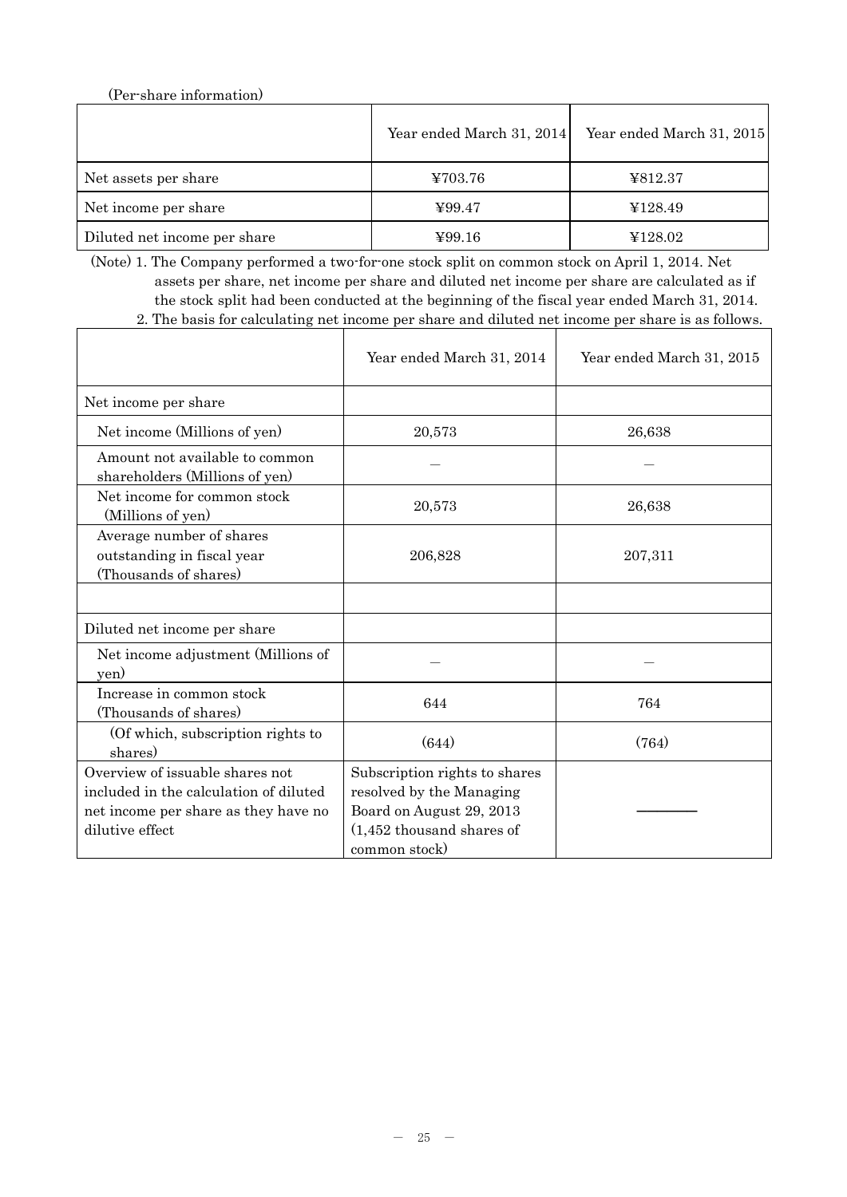(Per-share information)

| | Year ended March 31, 2014 | Year ended March 31, 2015 |
|---|---|---|
| Net assets per share | ¥703.76 | ¥812.37 |
| Net income per share | ¥99.47 | ¥128.49 |
| Diluted net income per share | ¥99.16 | ¥128.02 |

(Note) 1. The Company performed a two-for-one stock split on common stock on April 1, 2014. Net assets per share, net income per share and diluted net income per share are calculated as if the stock split had been conducted at the beginning of the fiscal year ended March 31, 2014.

2. The basis for calculating net income per share and diluted net income per share is as follows.

| | Year ended March 31, 2014 | Year ended March 31, 2015 |
|---|---|---|
| Net income per share | | |
| Net income (Millions of yen) | 20,573 | 26,638 |
| Amount not available to common shareholders (Millions of yen) | — | — |
| Net income for common stock (Millions of yen) | 20,573 | 26,638 |
| Average number of shares outstanding in fiscal year (Thousands of shares) | 206,828 | 207,311 |
| | | |
| Diluted net income per share | | |
| Net income adjustment (Millions of yen) | — | — |
| Increase in common stock (Thousands of shares) | 644 | 764 |
| (Of which, subscription rights to shares) | (644) | (764) |
| Overview of issuable shares not included in the calculation of diluted net income per share as they have no dilutive effect | Subscription rights to shares resolved by the Managing Board on August 29, 2013 (1,452 thousand shares of common stock) | ———— |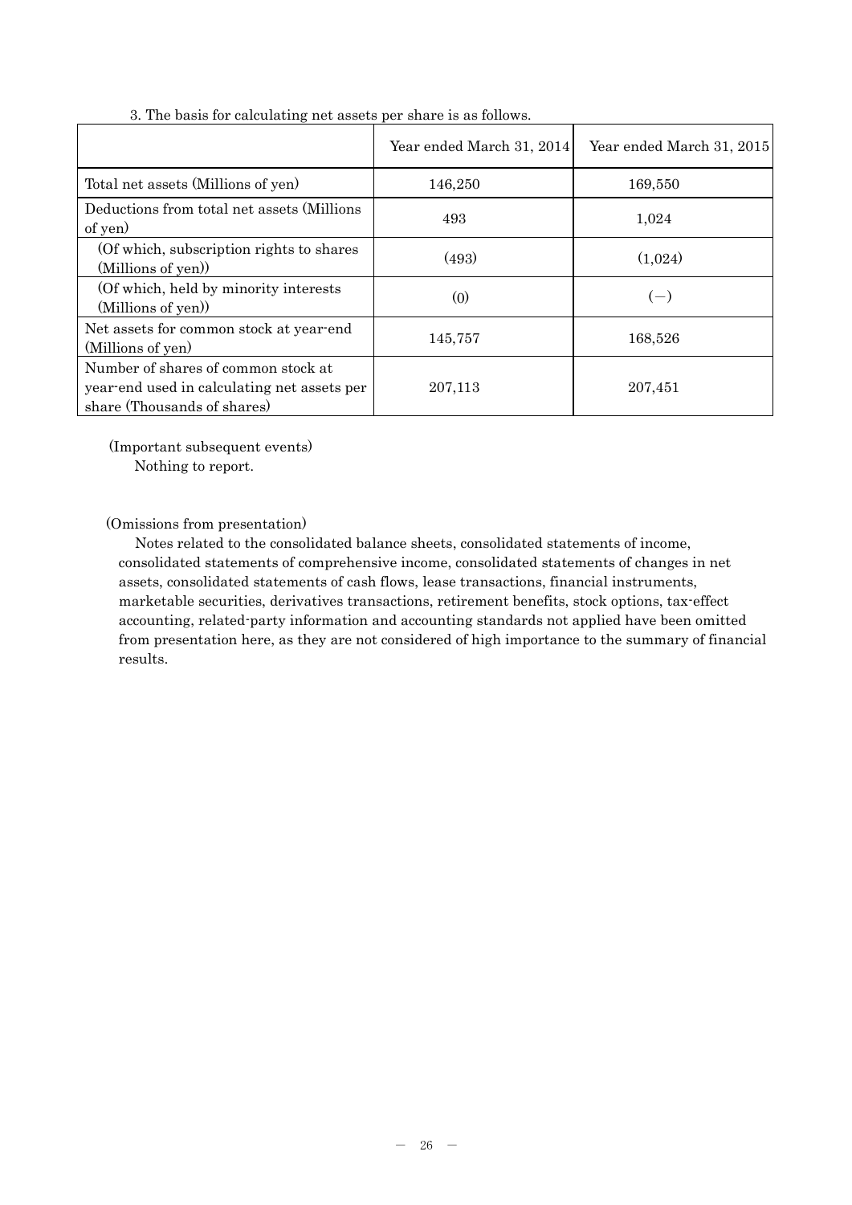3. The basis for calculating net assets per share is as follows.

| | Year ended March 31, 2014 | Year ended March 31, 2015 |
|---|---|---|
| Total net assets (Millions of yen) | 146,250 | 169,550 |
| Deductions from total net assets (Millions of yen) | 493 | 1,024 |
| (Of which, subscription rights to shares (Millions of yen)) | (493) | (1,024) |
| (Of which, held by minority interests (Millions of yen)) | (0) | (−) |
| Net assets for common stock at year-end (Millions of yen) | 145,757 | 168,526 |
| Number of shares of common stock at year-end used in calculating net assets per share (Thousands of shares) | 207,113 | 207,451 |

(Important subsequent events)

Nothing to report.

(Omissions from presentation)

Notes related to the consolidated balance sheets, consolidated statements of income, consolidated statements of comprehensive income, consolidated statements of changes in net assets, consolidated statements of cash flows, lease transactions, financial instruments, marketable securities, derivatives transactions, retirement benefits, stock options, tax-effect accounting, related-party information and accounting standards not applied have been omitted from presentation here, as they are not considered of high importance to the summary of financial results.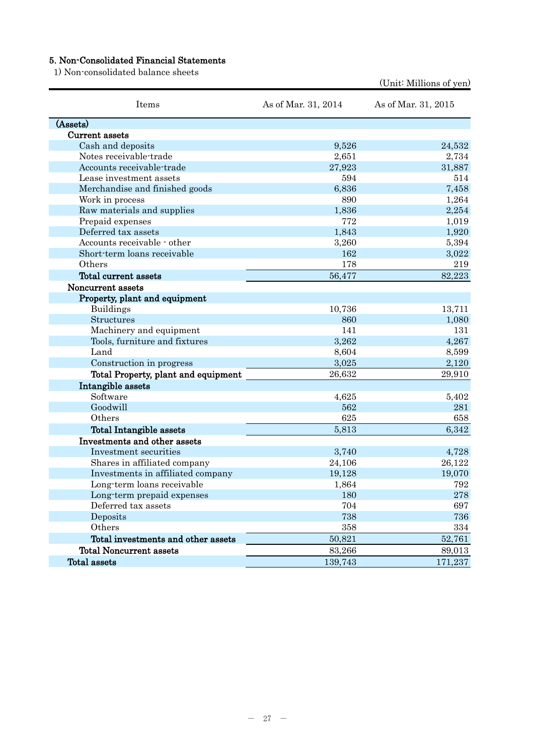## 5. Non-Consolidated Financial Statements

1) Non-consolidated balance sheets

(Unit: Millions of yen)

| Items | As of Mar. 31, 2014 | As of Mar. 31, 2015 |
|---|---|---|
| **(Assets)** | | |
| **Current assets** | | |
| Cash and deposits | 9,526 | 24,532 |
| Notes receivable-trade | 2,651 | 2,734 |
| Accounts receivable-trade | 27,923 | 31,887 |
| Lease investment assets | 594 | 514 |
| Merchandise and finished goods | 6,836 | 7,458 |
| Work in process | 890 | 1,264 |
| Raw materials and supplies | 1,836 | 2,254 |
| Prepaid expenses | 772 | 1,019 |
| Deferred tax assets | 1,843 | 1,920 |
| Accounts receivable - other | 3,260 | 5,394 |
| Short-term loans receivable | 162 | 3,022 |
| Others | 178 | 219 |
| **Total current assets** | 56,477 | 82,223 |
| **Noncurrent assets** | | |
| **Property, plant and equipment** | | |
| Buildings | 10,736 | 13,711 |
| Structures | 860 | 1,080 |
| Machinery and equipment | 141 | 131 |
| Tools, furniture and fixtures | 3,262 | 4,267 |
| Land | 8,604 | 8,599 |
| Construction in progress | 3,025 | 2,120 |
| **Total Property, plant and equipment** | 26,632 | 29,910 |
| **Intangible assets** | | |
| Software | 4,625 | 5,402 |
| Goodwill | 562 | 281 |
| Others | 625 | 658 |
| **Total Intangible assets** | 5,813 | 6,342 |
| **Investments and other assets** | | |
| Investment securities | 3,740 | 4,728 |
| Shares in affiliated company | 24,106 | 26,122 |
| Investments in affiliated company | 19,128 | 19,070 |
| Long-term loans receivable | 1,864 | 792 |
| Long-term prepaid expenses | 180 | 278 |
| Deferred tax assets | 704 | 697 |
| Deposits | 738 | 736 |
| Others | 358 | 334 |
| **Total investments and other assets** | 50,821 | 52,761 |
| **Total Noncurrent assets** | 83,266 | 89,013 |
| **Total assets** | 139,743 | 171,237 |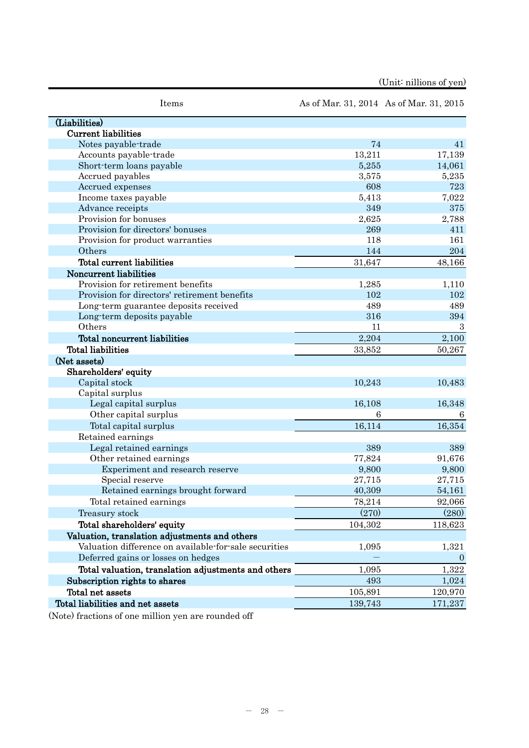(Unit: millions of yen)

| Items | As of Mar. 31, 2014 | As of Mar. 31, 2015 |
|---|---|---|
| **(Liabilities)** | | |
| **Current liabilities** | | |
| Notes payable-trade | 74 | 41 |
| Accounts payable-trade | 13,211 | 17,139 |
| Short-term loans payable | 5,255 | 14,061 |
| Accrued payables | 3,575 | 5,235 |
| Accrued expenses | 608 | 723 |
| Income taxes payable | 5,413 | 7,022 |
| Advance receipts | 349 | 375 |
| Provision for bonuses | 2,625 | 2,788 |
| Provision for directors' bonuses | 269 | 411 |
| Provision for product warranties | 118 | 161 |
| Others | 144 | 204 |
| **Total current liabilities** | 31,647 | 48,166 |
| **Noncurrent liabilities** | | |
| Provision for retirement benefits | 1,285 | 1,110 |
| Provision for directors' retirement benefits | 102 | 102 |
| Long-term guarantee deposits received | 489 | 489 |
| Long-term deposits payable | 316 | 394 |
| Others | 11 | 3 |
| **Total noncurrent liabilities** | 2,204 | 2,100 |
| **Total liabilities** | 33,852 | 50,267 |
| **(Net assets)** | | |
| **Shareholders' equity** | | |
| Capital stock | 10,243 | 10,483 |
| Capital surplus | | |
| Legal capital surplus | 16,108 | 16,348 |
| Other capital surplus | 6 | 6 |
| Total capital surplus | 16,114 | 16,354 |
| Retained earnings | | |
| Legal retained earnings | 389 | 389 |
| Other retained earnings | 77,824 | 91,676 |
| Experiment and research reserve | 9,800 | 9,800 |
| Special reserve | 27,715 | 27,715 |
| Retained earnings brought forward | 40,309 | 54,161 |
| Total retained earnings | 78,214 | 92,066 |
| Treasury stock | (270) | (280) |
| **Total shareholders' equity** | 104,302 | 118,623 |
| **Valuation, translation adjustments and others** | | |
| Valuation difference on available-for-sale securities | 1,095 | 1,321 |
| Deferred gains or losses on hedges | — | 0 |
| **Total valuation, translation adjustments and others** | 1,095 | 1,322 |
| **Subscription rights to shares** | 493 | 1,024 |
| **Total net assets** | 105,891 | 120,970 |
| **Total liabilities and net assets** | 139,743 | 171,237 |

(Note) fractions of one million yen are rounded off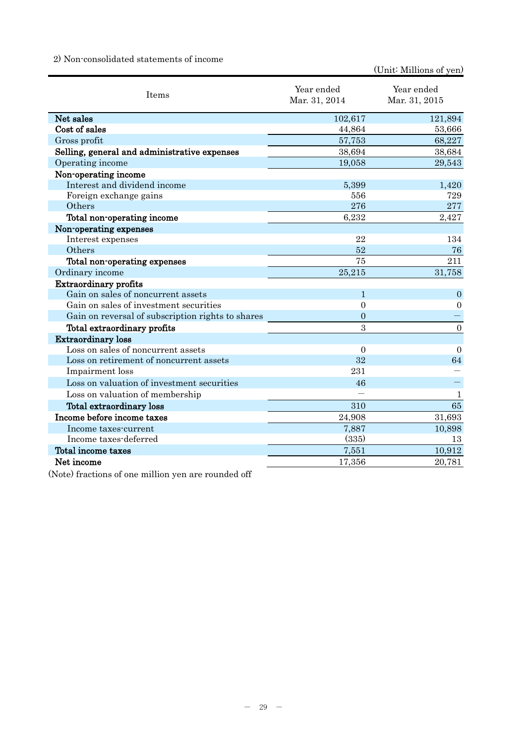2) Non-consolidated statements of income

(Unit: Millions of yen)

| Items | Year ended Mar. 31, 2014 | Year ended Mar. 31, 2015 |
|---|---|---|
| **Net sales** | 102,617 | 121,894 |
| **Cost of sales** | 44,864 | 53,666 |
| Gross profit | 57,753 | 68,227 |
| **Selling, general and administrative expenses** | 38,694 | 38,684 |
| Operating income | 19,058 | 29,543 |
| **Non-operating income** | | |
| Interest and dividend income | 5,399 | 1,420 |
| Foreign exchange gains | 556 | 729 |
| Others | 276 | 277 |
| **Total non-operating income** | 6,232 | 2,427 |
| **Non-operating expenses** | | |
| Interest expenses | 22 | 134 |
| Others | 52 | 76 |
| **Total non-operating expenses** | 75 | 211 |
| Ordinary income | 25,215 | 31,758 |
| **Extraordinary profits** | | |
| Gain on sales of noncurrent assets | 1 | 0 |
| Gain on sales of investment securities | 0 | 0 |
| Gain on reversal of subscription rights to shares | 0 | ― |
| **Total extraordinary profits** | 3 | 0 |
| **Extraordinary loss** | | |
| Loss on sales of noncurrent assets | 0 | 0 |
| Loss on retirement of noncurrent assets | 32 | 64 |
| Impairment loss | 231 | ― |
| Loss on valuation of investment securities | 46 | ― |
| Loss on valuation of membership | ― | 1 |
| **Total extraordinary loss** | 310 | 65 |
| **Income before income taxes** | 24,908 | 31,693 |
| Income taxes-current | 7,887 | 10,898 |
| Income taxes-deferred | (335) | 13 |
| **Total income taxes** | 7,551 | 10,912 |
| **Net income** | 17,356 | 20,781 |

(Note) fractions of one million yen are rounded off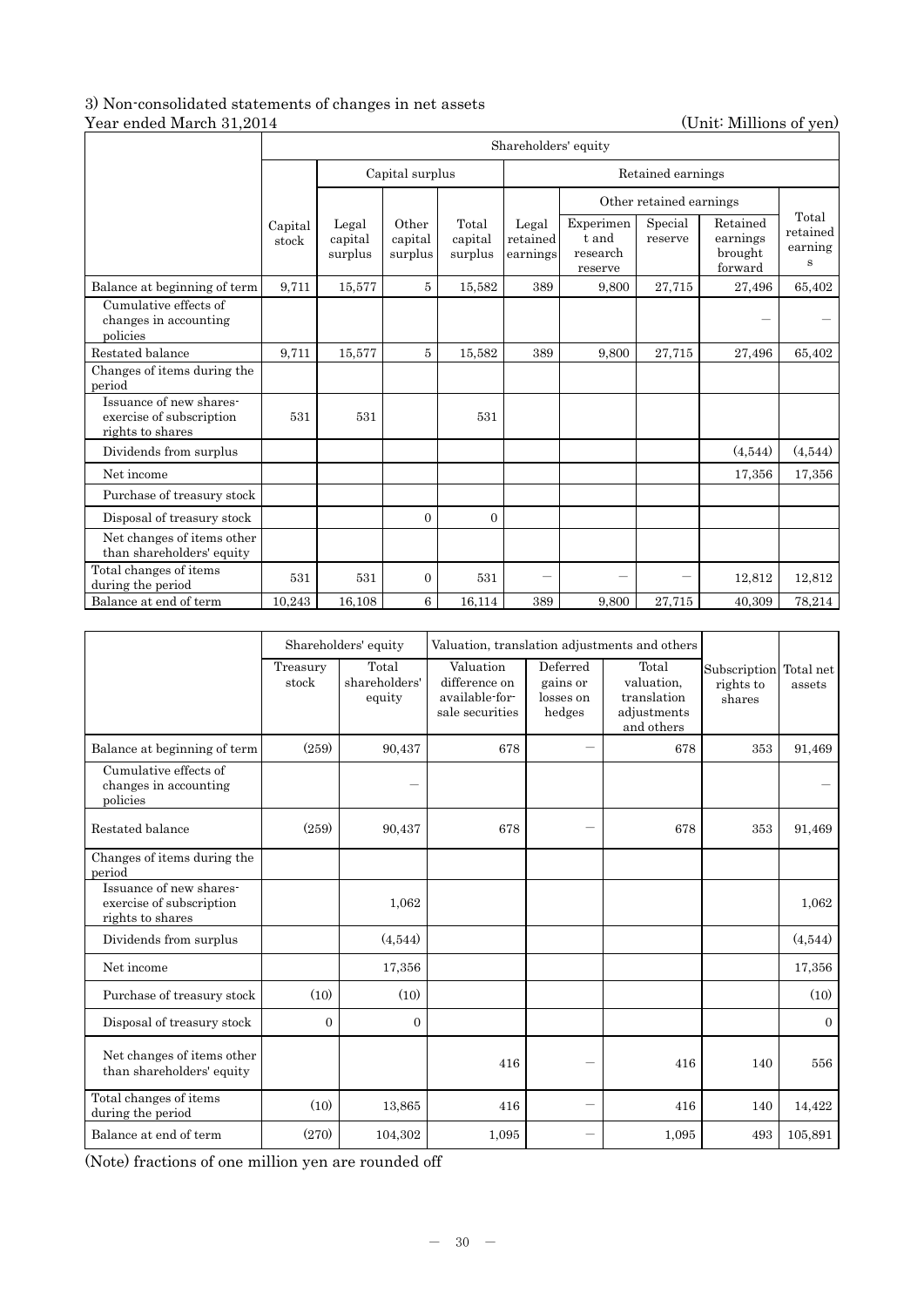### 3) Non-consolidated statements of changes in net assets

Year ended March 31,2014 (Unit: Millions of yen)

| | Shareholders' equity | | | | | | | | |
|---|---|---|---|---|---|---|---|---|---|
| | | Capital surplus | | | Retained earnings | | | | |
| | | | | | | Other retained earnings | | | |
| | Capital stock | Legal capital surplus | Other capital surplus | Total capital surplus | Legal retained earnings | Experiment and research reserve | Special reserve | Retained earnings brought forward | Total retained earnings |
| Balance at beginning of term | 9,711 | 15,577 | 5 | 15,582 | 389 | 9,800 | 27,715 | 27,496 | 65,402 |
| Cumulative effects of changes in accounting policies | | | | | | | | — | — |
| Restated balance | 9,711 | 15,577 | 5 | 15,582 | 389 | 9,800 | 27,715 | 27,496 | 65,402 |
| Changes of items during the period | | | | | | | | | |
| Issuance of new shares-exercise of subscription rights to shares | 531 | 531 | | 531 | | | | | |
| Dividends from surplus | | | | | | | | (4,544) | (4,544) |
| Net income | | | | | | | | 17,356 | 17,356 |
| Purchase of treasury stock | | | | | | | | | |
| Disposal of treasury stock | | | 0 | 0 | | | | | |
| Net changes of items other than shareholders' equity | | | | | | | | | |
| Total changes of items during the period | 531 | 531 | 0 | 531 | — | — | — | 12,812 | 12,812 |
| Balance at end of term | 10,243 | 16,108 | 6 | 16,114 | 389 | 9,800 | 27,715 | 40,309 | 78,214 |

| | Shareholders' equity | | Valuation, translation adjustments and others | | | | |
|---|---|---|---|---|---|---|---|
| | Treasury stock | Total shareholders' equity | Valuation difference on available-for-sale securities | Deferred gains or losses on hedges | Total valuation, translation adjustments and others | Subscription rights to shares | Total net assets |
| Balance at beginning of term | (259) | 90,437 | 678 | — | 678 | 353 | 91,469 |
| Cumulative effects of changes in accounting policies | | — | | | | | — |
| Restated balance | (259) | 90,437 | 678 | — | 678 | 353 | 91,469 |
| Changes of items during the period | | | | | | | |
| Issuance of new shares-exercise of subscription rights to shares | | 1,062 | | | | | 1,062 |
| Dividends from surplus | | (4,544) | | | | | (4,544) |
| Net income | | 17,356 | | | | | 17,356 |
| Purchase of treasury stock | (10) | (10) | | | | | (10) |
| Disposal of treasury stock | 0 | 0 | | | | | 0 |
| Net changes of items other than shareholders' equity | | | 416 | — | 416 | 140 | 556 |
| Total changes of items during the period | (10) | 13,865 | 416 | — | 416 | 140 | 14,422 |
| Balance at end of term | (270) | 104,302 | 1,095 | — | 1,095 | 493 | 105,891 |

(Note) fractions of one million yen are rounded off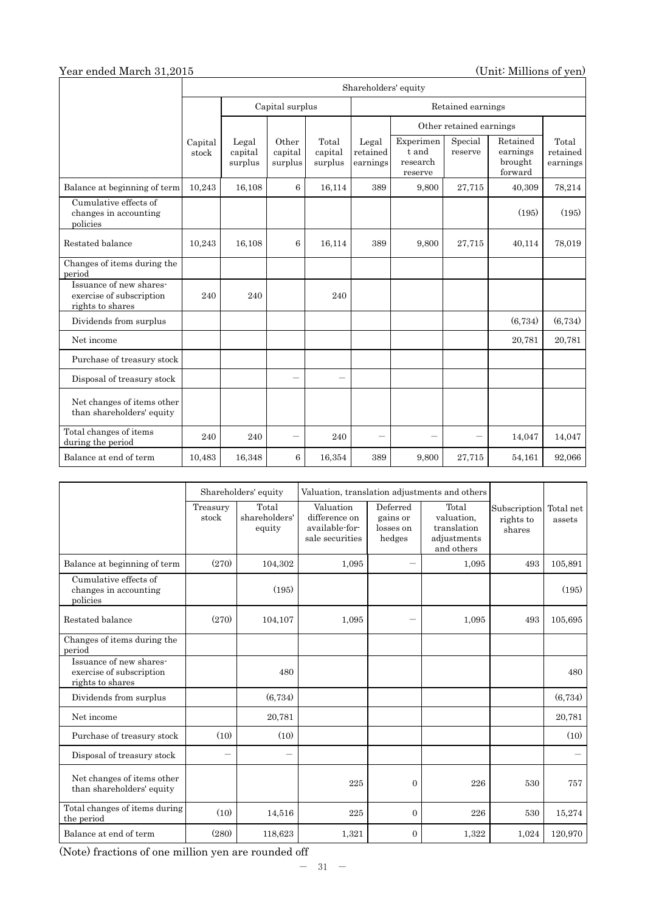Year ended March 31,2015 (Unit: Millions of yen)

| | Shareholders' equity | | | | | | | | |
|---|---|---|---|---|---|---|---|---|---|
| | | Capital surplus | | | Retained earnings | | | | |
| | | | | | | Other retained earnings | | | |
| | Capital stock | Legal capital surplus | Other capital surplus | Total capital surplus | Legal retained earnings | Experiment and research reserve | Special reserve | Retained earnings brought forward | Total retained earnings |
| Balance at beginning of term | 10,243 | 16,108 | 6 | 16,114 | 389 | 9,800 | 27,715 | 40,309 | 78,214 |
| Cumulative effects of changes in accounting policies | | | | | | | | (195) | (195) |
| Restated balance | 10,243 | 16,108 | 6 | 16,114 | 389 | 9,800 | 27,715 | 40,114 | 78,019 |
| Changes of items during the period | | | | | | | | | |
| Issuance of new shares-exercise of subscription rights to shares | 240 | 240 | | 240 | | | | | |
| Dividends from surplus | | | | | | | | (6,734) | (6,734) |
| Net income | | | | | | | | 20,781 | 20,781 |
| Purchase of treasury stock | | | | | | | | | |
| Disposal of treasury stock | | | ― | ― | | | | | |
| Net changes of items other than shareholders' equity | | | | | | | | | |
| Total changes of items during the period | 240 | 240 | ― | 240 | ― | ― | ― | 14,047 | 14,047 |
| Balance at end of term | 10,483 | 16,348 | 6 | 16,354 | 389 | 9,800 | 27,715 | 54,161 | 92,066 |

| | Shareholders' equity | | Valuation, translation adjustments and others | | | | |
|---|---|---|---|---|---|---|---|
| | Treasury stock | Total shareholders' equity | Valuation difference on available-for-sale securities | Deferred gains or losses on hedges | Total valuation, translation adjustments and others | Subscription rights to shares | Total net assets |
| Balance at beginning of term | (270) | 104,302 | 1,095 | ― | 1,095 | 493 | 105,891 |
| Cumulative effects of changes in accounting policies | | (195) | | | | | (195) |
| Restated balance | (270) | 104,107 | 1,095 | ― | 1,095 | 493 | 105,695 |
| Changes of items during the period | | | | | | | |
| Issuance of new shares-exercise of subscription rights to shares | | 480 | | | | | 480 |
| Dividends from surplus | | (6,734) | | | | | (6,734) |
| Net income | | 20,781 | | | | | 20,781 |
| Purchase of treasury stock | (10) | (10) | | | | | (10) |
| Disposal of treasury stock | ― | ― | | | | | ― |
| Net changes of items other than shareholders' equity | | | 225 | 0 | 226 | 530 | 757 |
| Total changes of items during the period | (10) | 14,516 | 225 | 0 | 226 | 530 | 15,274 |
| Balance at end of term | (280) | 118,623 | 1,321 | 0 | 1,322 | 1,024 | 120,970 |

(Note) fractions of one million yen are rounded off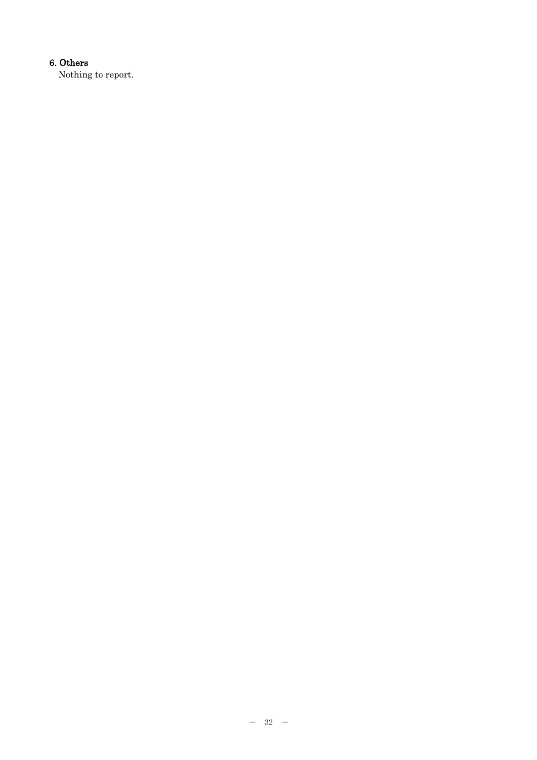### 6. Others

Nothing to report.